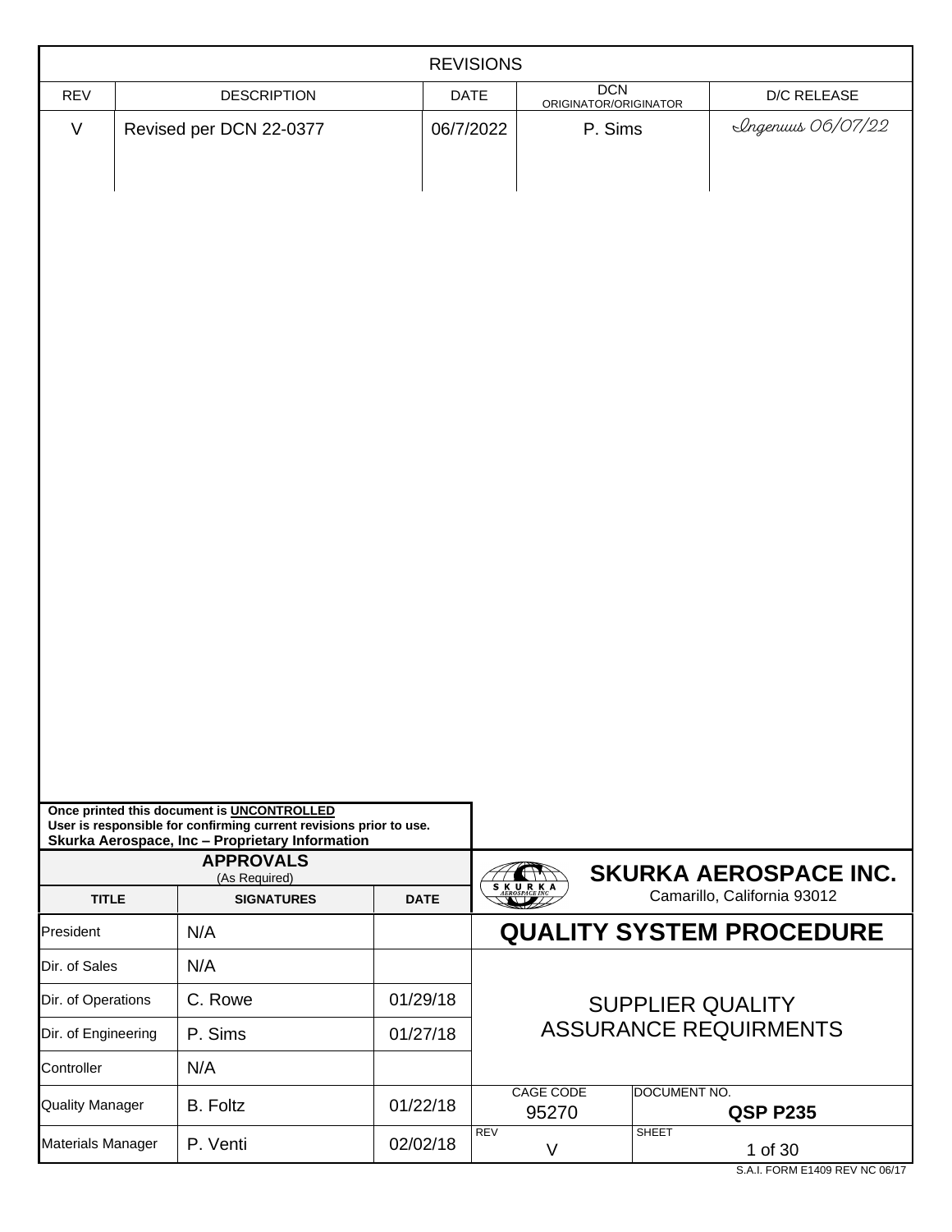## REVISIONS

| REV | DESCRIPTION | DATE | DCN ORIGINATOR/ORIGINATOR | D/C RELEASE |
|---|---|---|---|---|
| V | Revised per DCN 22-0377 | 06/7/2022 | P. Sims | Ingenuus 06/07/22 |

**Once printed this document is UNCONTROLLED**
**User is responsible for confirming current revisions prior to use.**
**Skurka Aerospace, Inc – Proprietary Information**

**APPROVALS**
(As Required)

| TITLE | SIGNATURES | DATE |
|---|---|---|
| President | N/A | |
| Dir. of Sales | N/A | |
| Dir. of Operations | C. Rowe | 01/29/18 |
| Dir. of Engineering | P. Sims | 01/27/18 |
| Controller | N/A | |
| Quality Manager | B. Foltz | 01/22/18 |
| Materials Manager | P. Venti | 02/02/18 |

**SKURKA AEROSPACE INC.**
Camarillo, California 93012

# QUALITY SYSTEM PROCEDURE

## SUPPLIER QUALITY ASSURANCE REQUIRMENTS

| CAGE CODE | DOCUMENT NO. |
|---|---|
| 95270 | **QSP P235** |

| REV | SHEET |
|---|---|
| V | 1 of 30 |

S.A.I. FORM E1409 REV NC 06/17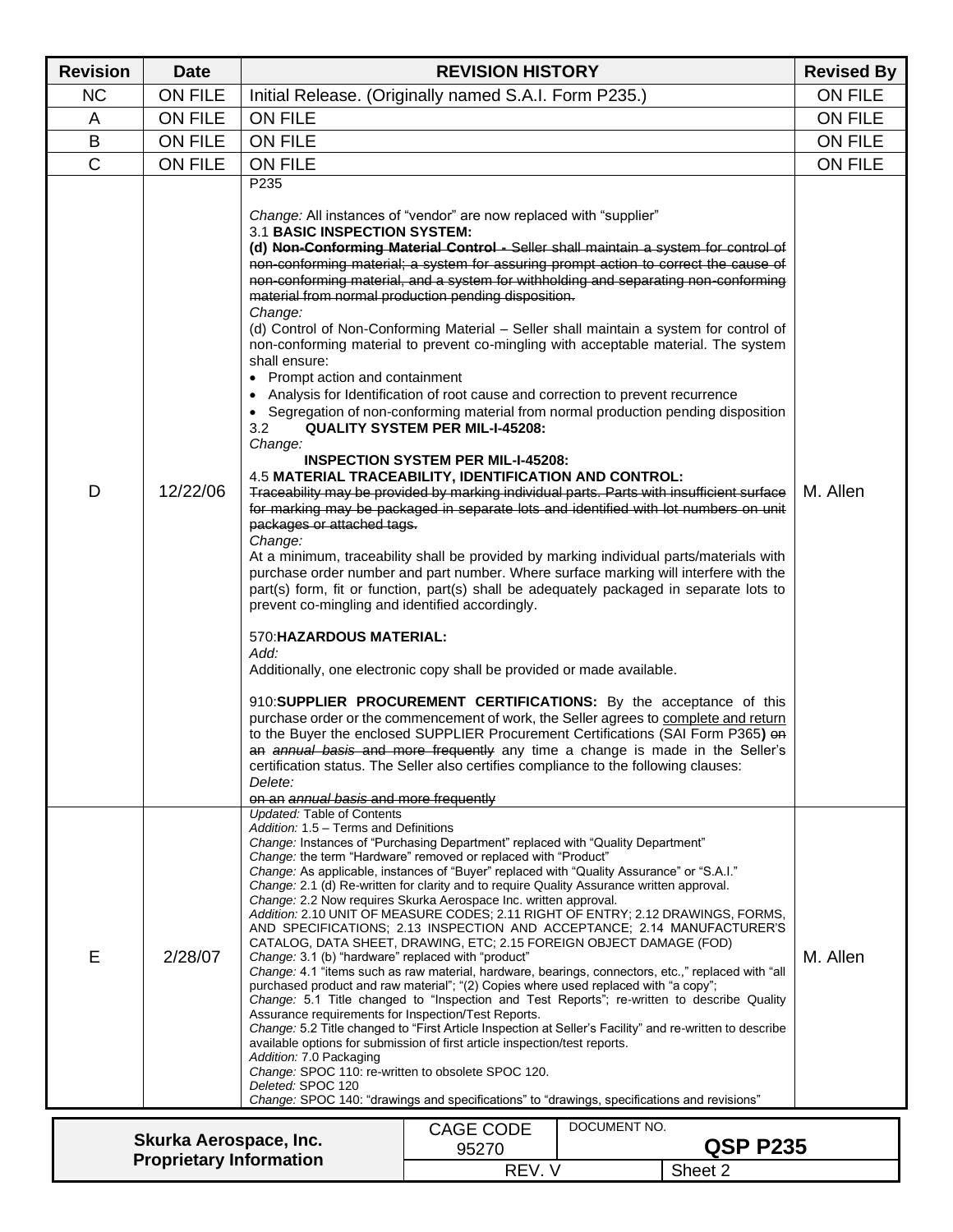| Revision | Date | REVISION HISTORY | Revised By |
|---|---|---|---|
| NC | ON FILE | Initial Release. (Originally named S.A.I. Form P235.) | ON FILE |
| A | ON FILE | ON FILE | ON FILE |
| B | ON FILE | ON FILE | ON FILE |
| C | ON FILE | ON FILE | ON FILE |
| D | 12/22/06 | P235<br><br>*Change:* All instances of "vendor" are now replaced with "supplier"<br>3.1 **BASIC INSPECTION SYSTEM:**<br>**(d)** ~~**Non-Conforming Material Control -** Seller shall maintain a system for control of non-conforming material; a system for assuring prompt action to correct the cause of non-conforming material, and a system for withholding and separating non-conforming material from normal production pending disposition.~~<br>*Change:*<br>(d) Control of Non-Conforming Material – Seller shall maintain a system for control of non-conforming material to prevent co-mingling with acceptable material. The system shall ensure:<br>• Prompt action and containment<br>• Analysis for Identification of root cause and correction to prevent recurrence<br>• Segregation of non-conforming material from normal production pending disposition<br>3.2 **QUALITY SYSTEM PER MIL-I-45208:**<br>*Change:*<br>**INSPECTION SYSTEM PER MIL-I-45208:**<br>4.5 **MATERIAL TRACEABILITY, IDENTIFICATION AND CONTROL:**<br>~~Traceability may be provided by marking individual parts. Parts with insufficient surface for marking may be packaged in separate lots and identified with lot numbers on unit packages or attached tags.~~<br>*Change:*<br>At a minimum, traceability shall be provided by marking individual parts/materials with purchase order number and part number. Where surface marking will interfere with the part(s) form, fit or function, part(s) shall be adequately packaged in separate lots to prevent co-mingling and identified accordingly.<br><br>570:**HAZARDOUS MATERIAL:**<br>*Add:*<br>Additionally, one electronic copy shall be provided or made available.<br><br>910:**SUPPLIER PROCUREMENT CERTIFICATIONS:** By the acceptance of this purchase order or the commencement of work, the Seller agrees to <u>complete and return</u> to the Buyer the enclosed SUPPLIER Procurement Certifications (SAI Form P365**)** ~~on an *annual basis* and more frequently~~ any time a change is made in the Seller's certification status. The Seller also certifies compliance to the following clauses:<br>*Delete:*<br>~~on an *annual basis* and more frequently~~ | M. Allen |
| E | 2/28/07 | *Updated:* Table of Contents<br>*Addition:* 1.5 – Terms and Definitions<br>*Change:* Instances of "Purchasing Department" replaced with "Quality Department"<br>*Change:* the term "Hardware" removed or replaced with "Product"<br>*Change:* As applicable, instances of "Buyer" replaced with "Quality Assurance" or "S.A.I."<br>*Change:* 2.1 (d) Re-written for clarity and to require Quality Assurance written approval.<br>*Change:* 2.2 Now requires Skurka Aerospace Inc. written approval.<br>*Addition:* 2.10 UNIT OF MEASURE CODES; 2.11 RIGHT OF ENTRY; 2.12 DRAWINGS, FORMS, AND SPECIFICATIONS; 2.13 INSPECTION AND ACCEPTANCE; 2.14 MANUFACTURER'S CATALOG, DATA SHEET, DRAWING, ETC; 2.15 FOREIGN OBJECT DAMAGE (FOD)<br>*Change:* 3.1 (b) "hardware" replaced with "product"<br>*Change:* 4.1 "items such as raw material, hardware, bearings, connectors, etc.," replaced with "all purchased product and raw material"; "(2) Copies where used replaced with "a copy";<br>*Change:* 5.1 Title changed to "Inspection and Test Reports"; re-written to describe Quality Assurance requirements for Inspection/Test Reports.<br>*Change:* 5.2 Title changed to "First Article Inspection at Seller's Facility" and re-written to describe available options for submission of first article inspection/test reports.<br>*Addition:* 7.0 Packaging<br>*Change:* SPOC 110: re-written to obsolete SPOC 120.<br>*Deleted:* SPOC 120<br>*Change:* SPOC 140: "drawings and specifications" to "drawings, specifications and revisions" | M. Allen |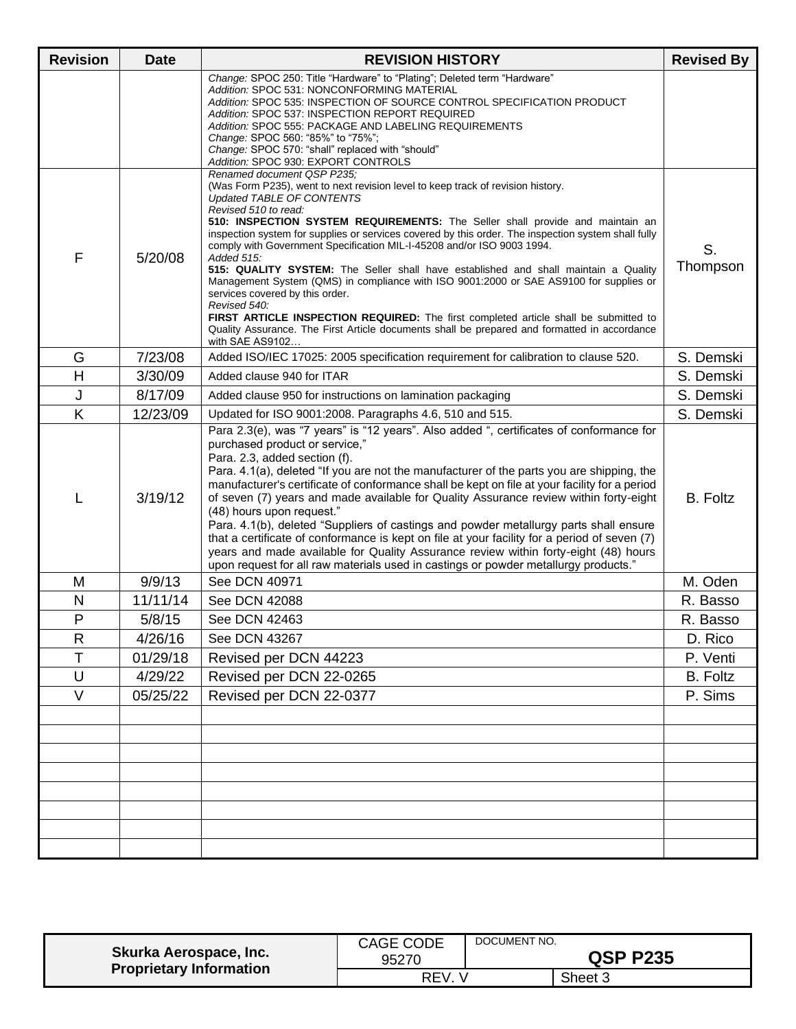| Revision | Date | REVISION HISTORY | Revised By |
|---|---|---|---|
| | | *Change:* SPOC 250: Title "Hardware" to "Plating"; Deleted term "Hardware"<br>*Addition:* SPOC 531: NONCONFORMING MATERIAL<br>*Addition:* SPOC 535: INSPECTION OF SOURCE CONTROL SPECIFICATION PRODUCT<br>*Addition:* SPOC 537: INSPECTION REPORT REQUIRED<br>*Addition:* SPOC 555: PACKAGE AND LABELING REQUIREMENTS<br>*Change:* SPOC 560: "85%" to "75%";<br>*Change:* SPOC 570: "shall" replaced with "should"<br>*Addition:* SPOC 930: EXPORT CONTROLS | |
| F | 5/20/08 | *Renamed document QSP P235;*<br>(Was Form P235), went to next revision level to keep track of revision history.<br>*Updated TABLE OF CONTENTS*<br>*Revised 510 to read:*<br>**510: INSPECTION SYSTEM REQUIREMENTS:** The Seller shall provide and maintain an inspection system for supplies or services covered by this order. The inspection system shall fully comply with Government Specification MIL-I-45208 and/or ISO 9003 1994.<br>*Added 515:*<br>**515: QUALITY SYSTEM:** The Seller shall have established and shall maintain a Quality Management System (QMS) in compliance with ISO 9001:2000 or SAE AS9100 for supplies or services covered by this order.<br>*Revised 540:*<br>**FIRST ARTICLE INSPECTION REQUIRED:** The first completed article shall be submitted to Quality Assurance. The First Article documents shall be prepared and formatted in accordance with SAE AS9102… | S. Thompson |
| G | 7/23/08 | Added ISO/IEC 17025: 2005 specification requirement for calibration to clause 520. | S. Demski |
| H | 3/30/09 | Added clause 940 for ITAR | S. Demski |
| J | 8/17/09 | Added clause 950 for instructions on lamination packaging | S. Demski |
| K | 12/23/09 | Updated for ISO 9001:2008. Paragraphs 4.6, 510 and 515. | S. Demski |
| L | 3/19/12 | Para 2.3(e), was "7 years" is "12 years". Also added ", certificates of conformance for purchased product or service,"<br>Para. 2.3, added section (f).<br>Para. 4.1(a), deleted "If you are not the manufacturer of the parts you are shipping, the manufacturer's certificate of conformance shall be kept on file at your facility for a period of seven (7) years and made available for Quality Assurance review within forty-eight (48) hours upon request."<br>Para. 4.1(b), deleted "Suppliers of castings and powder metallurgy parts shall ensure that a certificate of conformance is kept on file at your facility for a period of seven (7) years and made available for Quality Assurance review within forty-eight (48) hours upon request for all raw materials used in castings or powder metallurgy products." | B. Foltz |
| M | 9/9/13 | See DCN 40971 | M. Oden |
| N | 11/11/14 | See DCN 42088 | R. Basso |
| P | 5/8/15 | See DCN 42463 | R. Basso |
| R | 4/26/16 | See DCN 43267 | D. Rico |
| T | 01/29/18 | Revised per DCN 44223 | P. Venti |
| U | 4/29/22 | Revised per DCN 22-0265 | B. Foltz |
| V | 05/25/22 | Revised per DCN 22-0377 | P. Sims |
| | | | |
| | | | |
| | | | |
| | | | |
| | | | |
| | | | |
| | | | |
| | | | |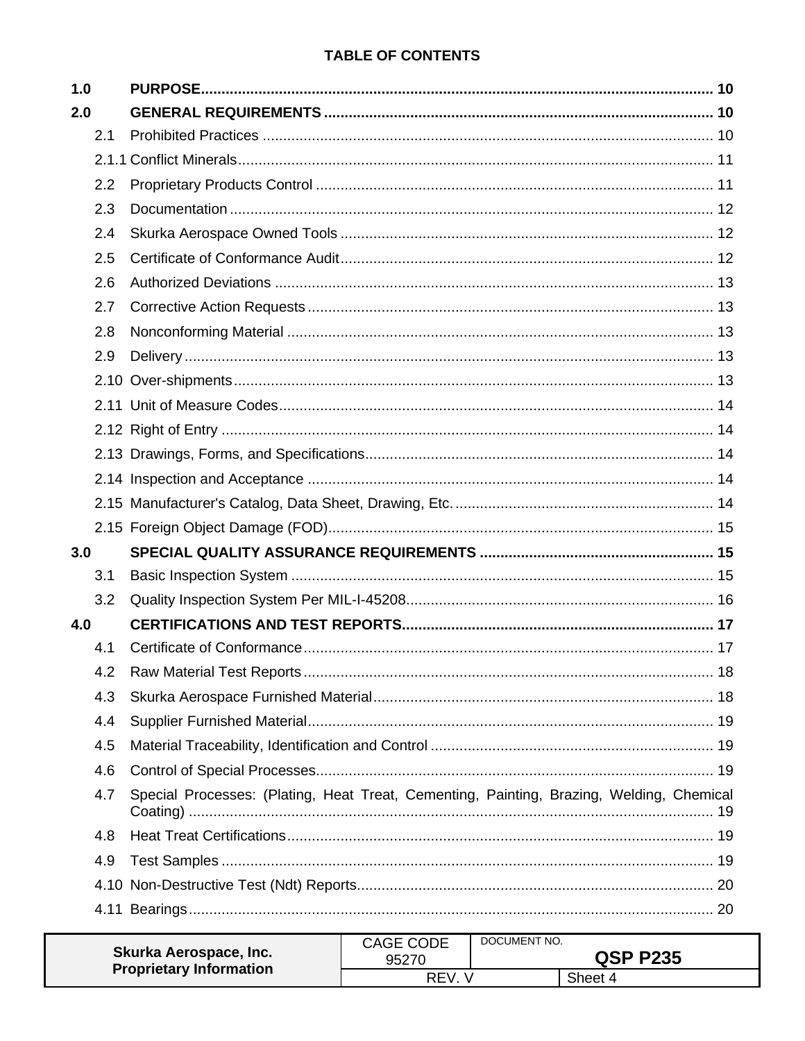**TABLE OF CONTENTS**

| | | |
|---|---|---|
| **1.0** | **PURPOSE** | **10** |
| **2.0** | **GENERAL REQUIREMENTS** | **10** |
| 2.1 | Prohibited Practices | 10 |
| 2.1.1 | Conflict Minerals | 11 |
| 2.2 | Proprietary Products Control | 11 |
| 2.3 | Documentation | 12 |
| 2.4 | Skurka Aerospace Owned Tools | 12 |
| 2.5 | Certificate of Conformance Audit | 12 |
| 2.6 | Authorized Deviations | 13 |
| 2.7 | Corrective Action Requests | 13 |
| 2.8 | Nonconforming Material | 13 |
| 2.9 | Delivery | 13 |
| 2.10 | Over-shipments | 13 |
| 2.11 | Unit of Measure Codes | 14 |
| 2.12 | Right of Entry | 14 |
| 2.13 | Drawings, Forms, and Specifications | 14 |
| 2.14 | Inspection and Acceptance | 14 |
| 2.15 | Manufacturer's Catalog, Data Sheet, Drawing, Etc. | 14 |
| 2.15 | Foreign Object Damage (FOD) | 15 |
| **3.0** | **SPECIAL QUALITY ASSURANCE REQUIREMENTS** | **15** |
| 3.1 | Basic Inspection System | 15 |
| 3.2 | Quality Inspection System Per MIL-I-45208 | 16 |
| **4.0** | **CERTIFICATIONS AND TEST REPORTS** | **17** |
| 4.1 | Certificate of Conformance | 17 |
| 4.2 | Raw Material Test Reports | 18 |
| 4.3 | Skurka Aerospace Furnished Material | 18 |
| 4.4 | Supplier Furnished Material | 19 |
| 4.5 | Material Traceability, Identification and Control | 19 |
| 4.6 | Control of Special Processes | 19 |
| 4.7 | Special Processes: (Plating, Heat Treat, Cementing, Painting, Brazing, Welding, Chemical Coating) | 19 |
| 4.8 | Heat Treat Certifications | 19 |
| 4.9 | Test Samples | 19 |
| 4.10 | Non-Destructive Test (Ndt) Reports | 20 |
| 4.11 | Bearings | 20 |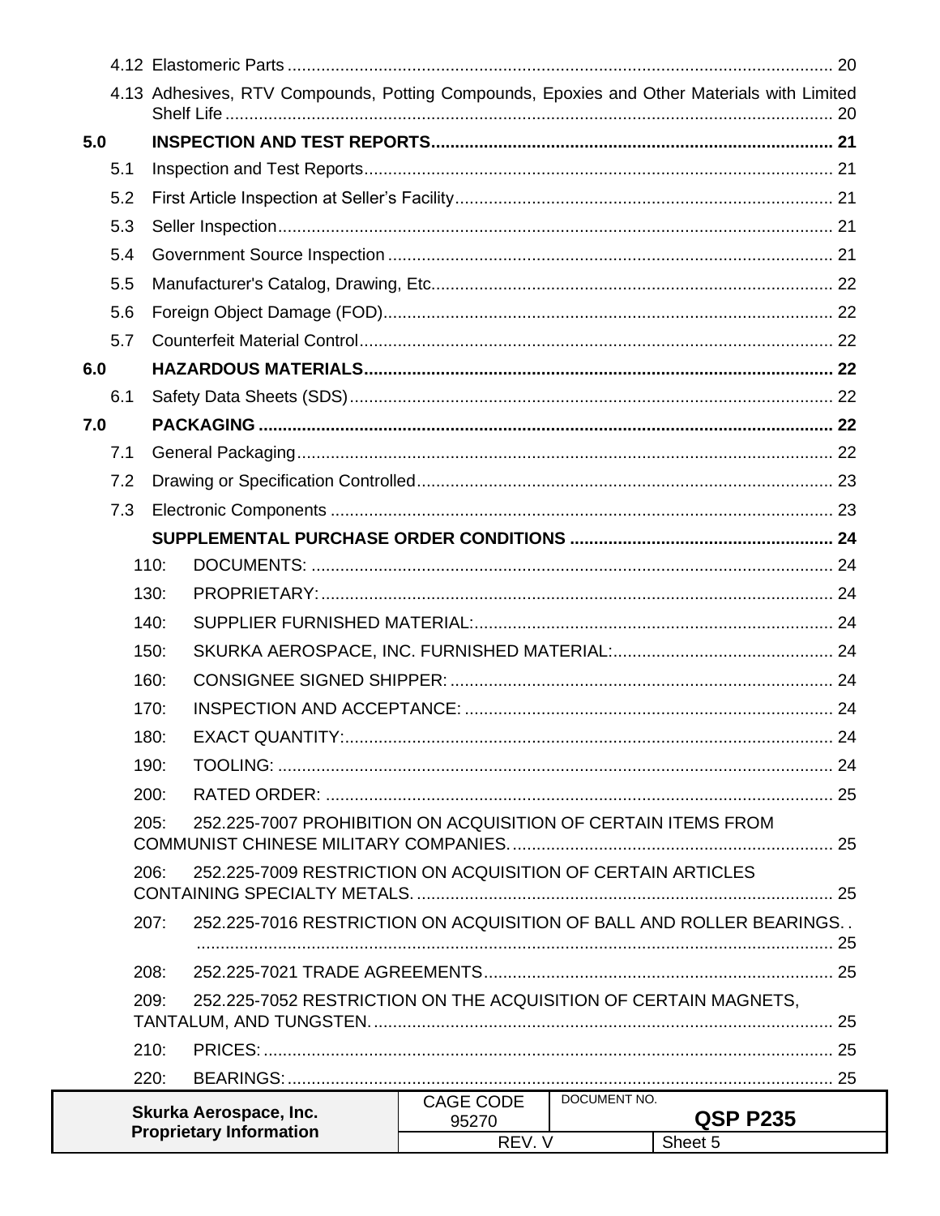4.12 Elastomeric Parts ........................................................................................................ 20

4.13 Adhesives, RTV Compounds, Potting Compounds, Epoxies and Other Materials with Limited Shelf Life ........................................................................................................ 20

**5.0 INSPECTION AND TEST REPORTS ........................................................................ 21**

5.1 Inspection and Test Reports ........................................................................................ 21

5.2 First Article Inspection at Seller's Facility ........................................................................ 21

5.3 Seller Inspection ........................................................................................................ 21

5.4 Government Source Inspection ........................................................................................ 21

5.5 Manufacturer's Catalog, Drawing, Etc. ........................................................................ 22

5.6 Foreign Object Damage (FOD) ........................................................................................ 22

5.7 Counterfeit Material Control ........................................................................................ 22

**6.0 HAZARDOUS MATERIALS ........................................................................................ 22**

6.1 Safety Data Sheets (SDS) ........................................................................................ 22

**7.0 PACKAGING ........................................................................................................ 22**

7.1 General Packaging ........................................................................................................ 22

7.2 Drawing or Specification Controlled ........................................................................ 23

7.3 Electronic Components ........................................................................................ 23

**SUPPLEMENTAL PURCHASE ORDER CONDITIONS ........................................................ 24**

110: DOCUMENTS: ........................................................................................................ 24

130: PROPRIETARY: ........................................................................................................ 24

140: SUPPLIER FURNISHED MATERIAL: ........................................................................ 24

150: SKURKA AEROSPACE, INC. FURNISHED MATERIAL: ........................................... 24

160: CONSIGNEE SIGNED SHIPPER: ........................................................................ 24

170: INSPECTION AND ACCEPTANCE: ........................................................................ 24

180: EXACT QUANTITY: ........................................................................................................ 24

190: TOOLING: ........................................................................................................ 24

200: RATED ORDER: ........................................................................................................ 25

205: 252.225-7007 PROHIBITION ON ACQUISITION OF CERTAIN ITEMS FROM COMMUNIST CHINESE MILITARY COMPANIES. ........................................................ 25

206: 252.225-7009 RESTRICTION ON ACQUISITION OF CERTAIN ARTICLES CONTAINING SPECIALTY METALS. ........................................................................ 25

207: 252.225-7016 RESTRICTION ON ACQUISITION OF BALL AND ROLLER BEARINGS. ........................................................................................................ 25

208: 252.225-7021 TRADE AGREEMENTS ........................................................................ 25

209: 252.225-7052 RESTRICTION ON THE ACQUISITION OF CERTAIN MAGNETS, TANTALUM, AND TUNGSTEN. ........................................................................ 25

210: PRICES: ........................................................................................................ 25

220: BEARINGS: ........................................................................................................ 25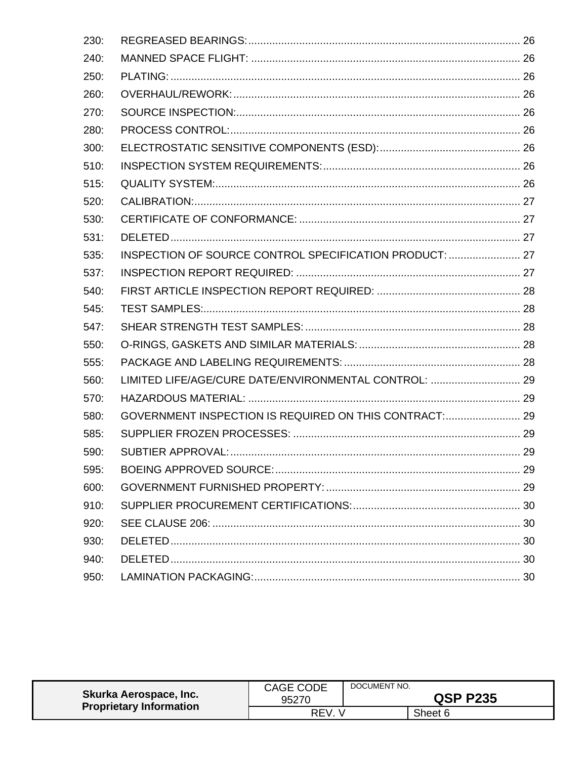| | | |
|---|---|---|
| 230: | REGREASED BEARINGS: | 26 |
| 240: | MANNED SPACE FLIGHT: | 26 |
| 250: | PLATING: | 26 |
| 260: | OVERHAUL/REWORK: | 26 |
| 270: | SOURCE INSPECTION: | 26 |
| 280: | PROCESS CONTROL: | 26 |
| 300: | ELECTROSTATIC SENSITIVE COMPONENTS (ESD): | 26 |
| 510: | INSPECTION SYSTEM REQUIREMENTS: | 26 |
| 515: | QUALITY SYSTEM: | 26 |
| 520: | CALIBRATION: | 27 |
| 530: | CERTIFICATE OF CONFORMANCE: | 27 |
| 531: | DELETED | 27 |
| 535: | INSPECTION OF SOURCE CONTROL SPECIFICATION PRODUCT: | 27 |
| 537: | INSPECTION REPORT REQUIRED: | 27 |
| 540: | FIRST ARTICLE INSPECTION REPORT REQUIRED: | 28 |
| 545: | TEST SAMPLES: | 28 |
| 547: | SHEAR STRENGTH TEST SAMPLES: | 28 |
| 550: | O-RINGS, GASKETS AND SIMILAR MATERIALS: | 28 |
| 555: | PACKAGE AND LABELING REQUIREMENTS: | 28 |
| 560: | LIMITED LIFE/AGE/CURE DATE/ENVIRONMENTAL CONTROL: | 29 |
| 570: | HAZARDOUS MATERIAL: | 29 |
| 580: | GOVERNMENT INSPECTION IS REQUIRED ON THIS CONTRACT: | 29 |
| 585: | SUPPLIER FROZEN PROCESSES: | 29 |
| 590: | SUBTIER APPROVAL: | 29 |
| 595: | BOEING APPROVED SOURCE: | 29 |
| 600: | GOVERNMENT FURNISHED PROPERTY: | 29 |
| 910: | SUPPLIER PROCUREMENT CERTIFICATIONS: | 30 |
| 920: | SEE CLAUSE 206: | 30 |
| 930: | DELETED | 30 |
| 940: | DELETED | 30 |
| 950: | LAMINATION PACKAGING: | 30 |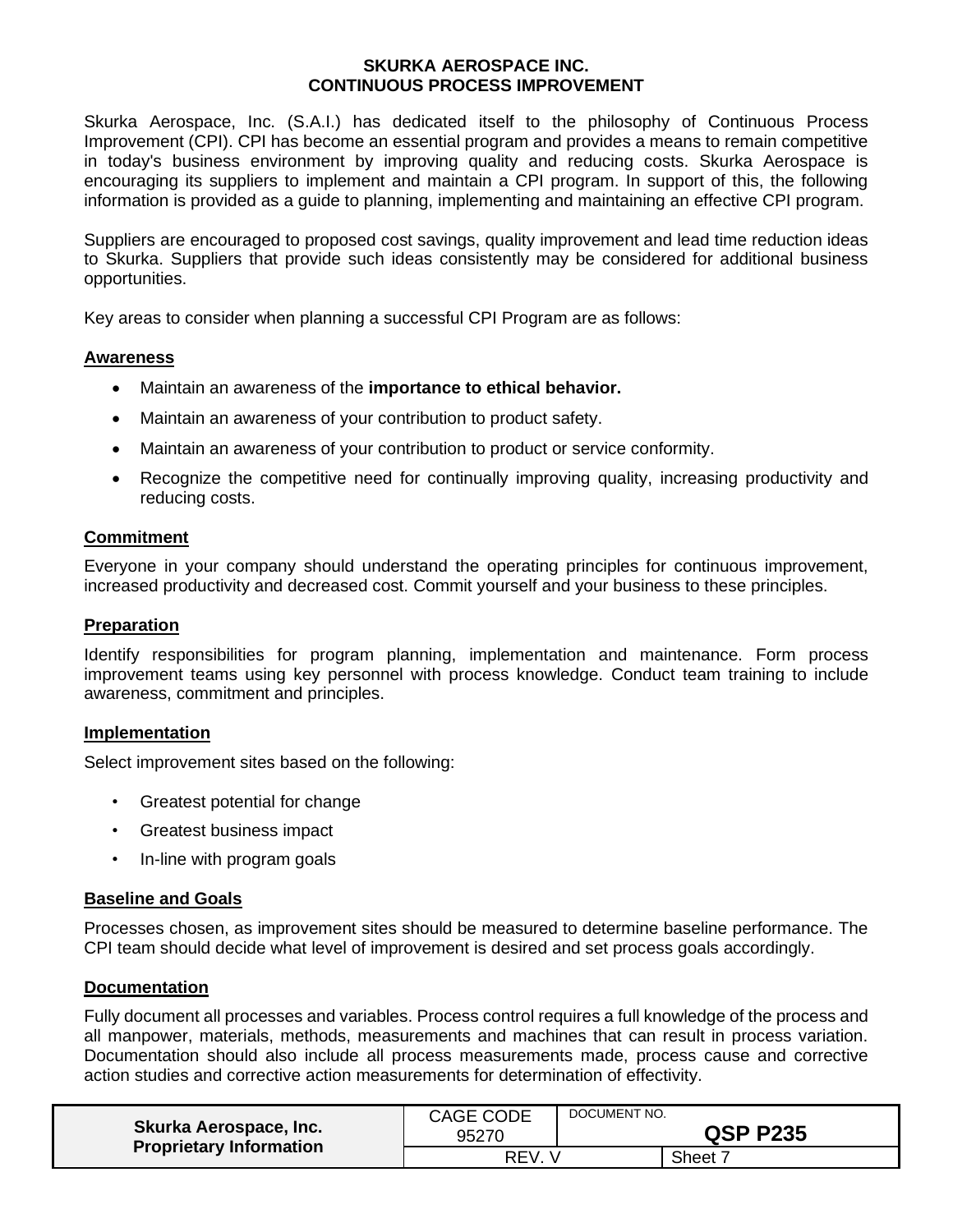**SKURKA AEROSPACE INC.**
**CONTINUOUS PROCESS IMPROVEMENT**

Skurka Aerospace, Inc. (S.A.I.) has dedicated itself to the philosophy of Continuous Process Improvement (CPI). CPI has become an essential program and provides a means to remain competitive in today's business environment by improving quality and reducing costs. Skurka Aerospace is encouraging its suppliers to implement and maintain a CPI program. In support of this, the following information is provided as a guide to planning, implementing and maintaining an effective CPI program.

Suppliers are encouraged to proposed cost savings, quality improvement and lead time reduction ideas to Skurka. Suppliers that provide such ideas consistently may be considered for additional business opportunities.

Key areas to consider when planning a successful CPI Program are as follows:

## Awareness

- Maintain an awareness of the **importance to ethical behavior.**
- Maintain an awareness of your contribution to product safety.
- Maintain an awareness of your contribution to product or service conformity.
- Recognize the competitive need for continually improving quality, increasing productivity and reducing costs.

## Commitment

Everyone in your company should understand the operating principles for continuous improvement, increased productivity and decreased cost. Commit yourself and your business to these principles.

## Preparation

Identify responsibilities for program planning, implementation and maintenance. Form process improvement teams using key personnel with process knowledge. Conduct team training to include awareness, commitment and principles.

## Implementation

Select improvement sites based on the following:

- Greatest potential for change
- Greatest business impact
- In-line with program goals

## Baseline and Goals

Processes chosen, as improvement sites should be measured to determine baseline performance. The CPI team should decide what level of improvement is desired and set process goals accordingly.

## Documentation

Fully document all processes and variables. Process control requires a full knowledge of the process and all manpower, materials, methods, measurements and machines that can result in process variation. Documentation should also include all process measurements made, process cause and corrective action studies and corrective action measurements for determination of effectivity.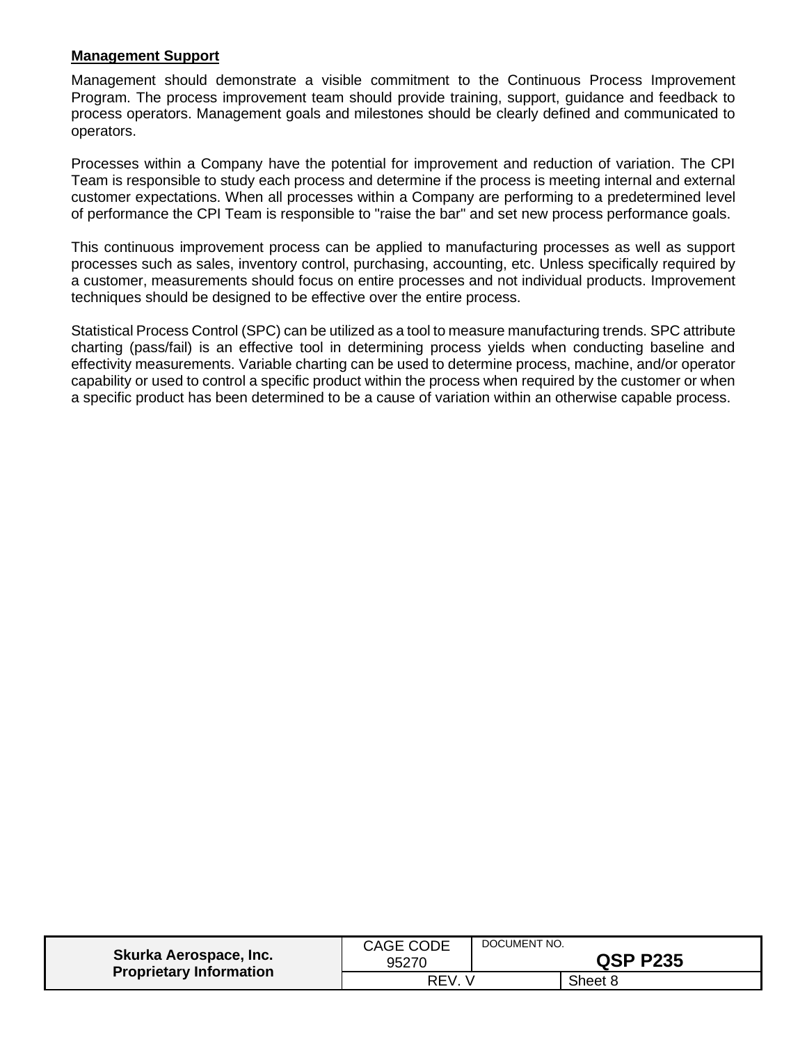**Management Support**

Management should demonstrate a visible commitment to the Continuous Process Improvement Program. The process improvement team should provide training, support, guidance and feedback to process operators. Management goals and milestones should be clearly defined and communicated to operators.

Processes within a Company have the potential for improvement and reduction of variation. The CPI Team is responsible to study each process and determine if the process is meeting internal and external customer expectations. When all processes within a Company are performing to a predetermined level of performance the CPI Team is responsible to "raise the bar" and set new process performance goals.

This continuous improvement process can be applied to manufacturing processes as well as support processes such as sales, inventory control, purchasing, accounting, etc. Unless specifically required by a customer, measurements should focus on entire processes and not individual products. Improvement techniques should be designed to be effective over the entire process.

Statistical Process Control (SPC) can be utilized as a tool to measure manufacturing trends. SPC attribute charting (pass/fail) is an effective tool in determining process yields when conducting baseline and effectivity measurements. Variable charting can be used to determine process, machine, and/or operator capability or used to control a specific product within the process when required by the customer or when a specific product has been determined to be a cause of variation within an otherwise capable process.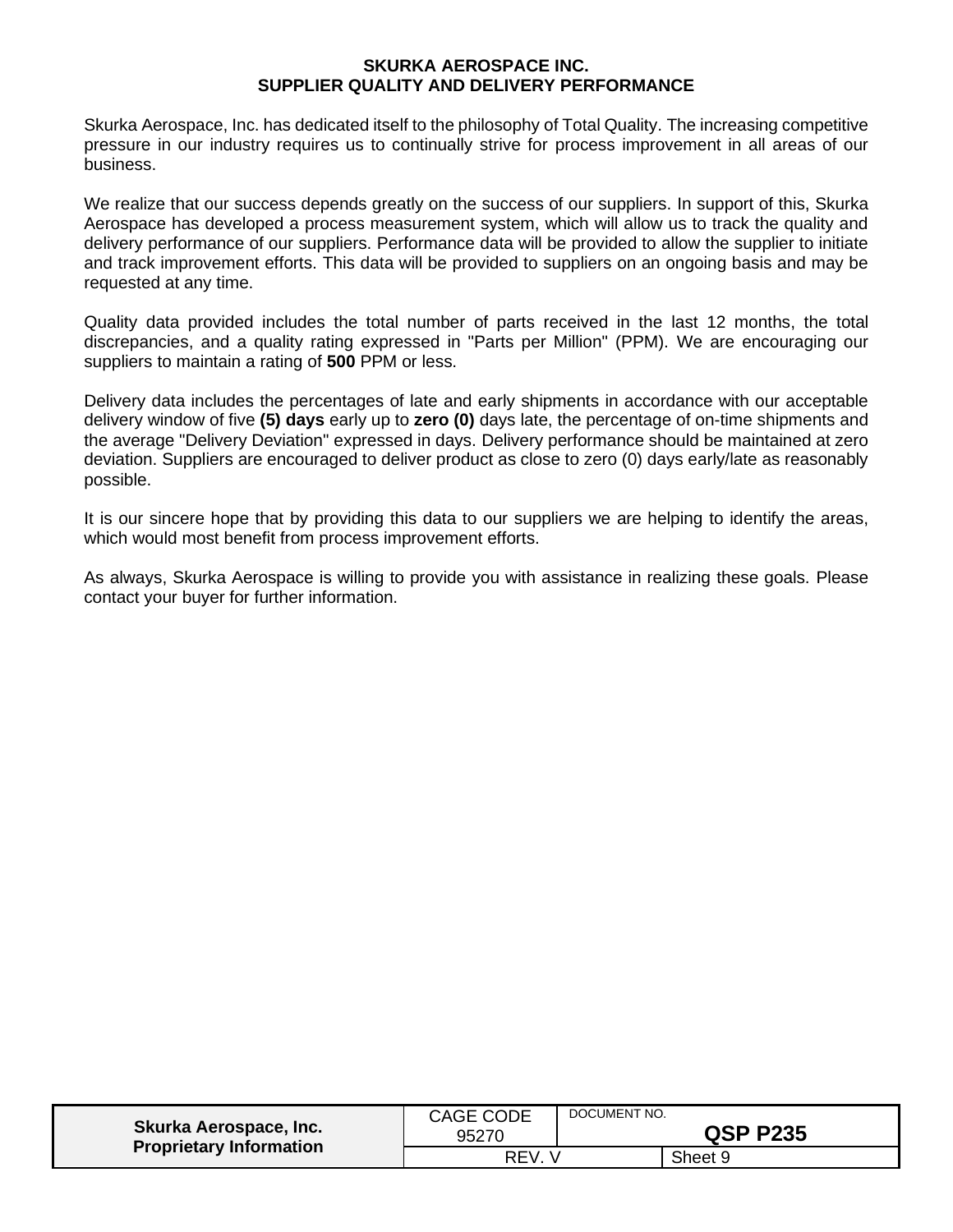# SKURKA AEROSPACE INC.
## SUPPLIER QUALITY AND DELIVERY PERFORMANCE

Skurka Aerospace, Inc. has dedicated itself to the philosophy of Total Quality. The increasing competitive pressure in our industry requires us to continually strive for process improvement in all areas of our business.

We realize that our success depends greatly on the success of our suppliers. In support of this, Skurka Aerospace has developed a process measurement system, which will allow us to track the quality and delivery performance of our suppliers. Performance data will be provided to allow the supplier to initiate and track improvement efforts. This data will be provided to suppliers on an ongoing basis and may be requested at any time.

Quality data provided includes the total number of parts received in the last 12 months, the total discrepancies, and a quality rating expressed in "Parts per Million" (PPM). We are encouraging our suppliers to maintain a rating of **500** PPM or less.

Delivery data includes the percentages of late and early shipments in accordance with our acceptable delivery window of five **(5) days** early up to **zero (0)** days late, the percentage of on-time shipments and the average "Delivery Deviation" expressed in days. Delivery performance should be maintained at zero deviation. Suppliers are encouraged to deliver product as close to zero (0) days early/late as reasonably possible.

It is our sincere hope that by providing this data to our suppliers we are helping to identify the areas, which would most benefit from process improvement efforts.

As always, Skurka Aerospace is willing to provide you with assistance in realizing these goals. Please contact your buyer for further information.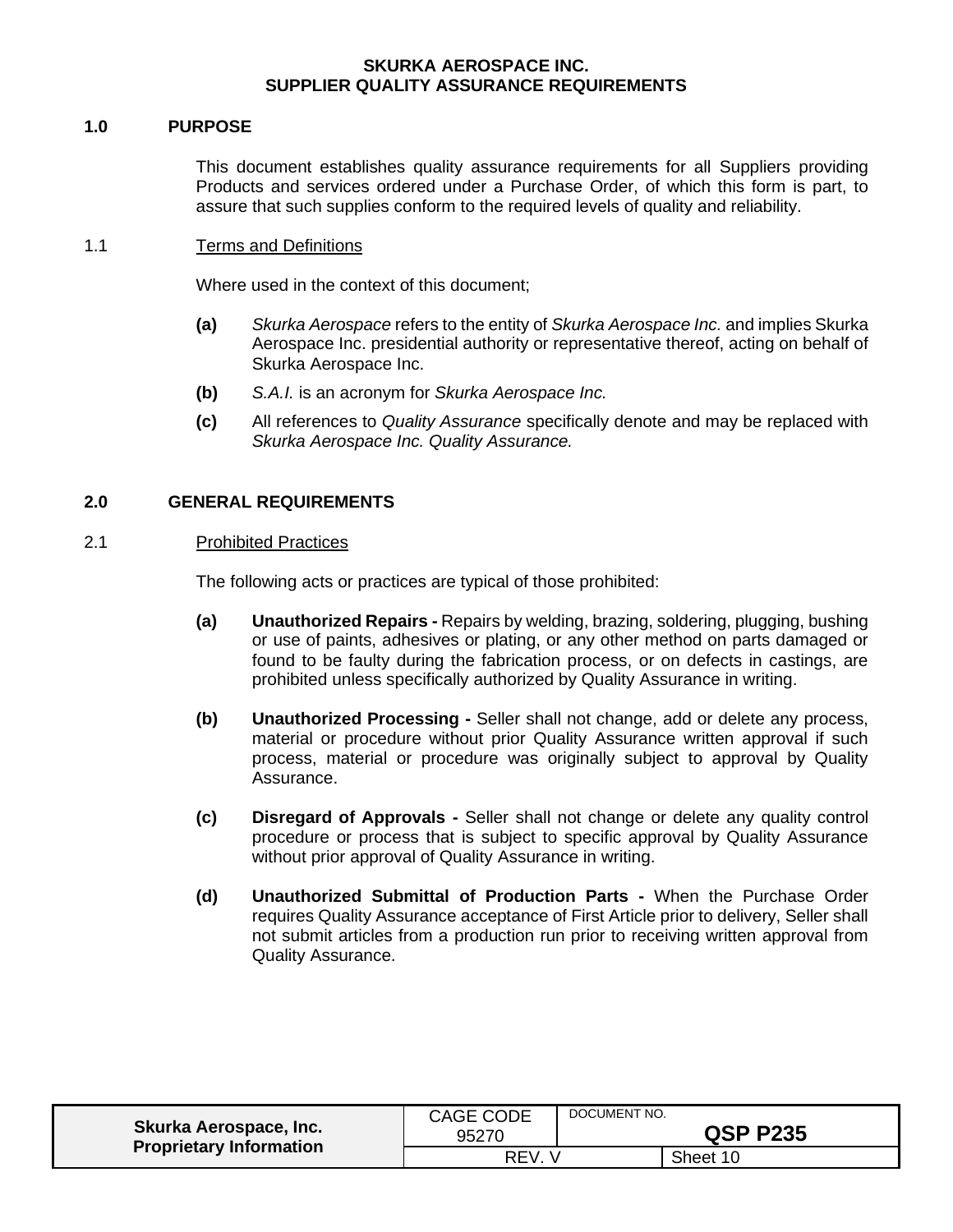**SKURKA AEROSPACE INC.**
**SUPPLIER QUALITY ASSURANCE REQUIREMENTS**

## 1.0 PURPOSE

This document establishes quality assurance requirements for all Suppliers providing Products and services ordered under a Purchase Order, of which this form is part, to assure that such supplies conform to the required levels of quality and reliability.

### 1.1 Terms and Definitions

Where used in the context of this document;

- **(a)** *Skurka Aerospace* refers to the entity of *Skurka Aerospace Inc.* and implies Skurka Aerospace Inc. presidential authority or representative thereof, acting on behalf of Skurka Aerospace Inc.
- **(b)** *S.A.I.* is an acronym for *Skurka Aerospace Inc.*
- **(c)** All references to *Quality Assurance* specifically denote and may be replaced with *Skurka Aerospace Inc. Quality Assurance.*

## 2.0 GENERAL REQUIREMENTS

### 2.1 Prohibited Practices

The following acts or practices are typical of those prohibited:

- **(a)** **Unauthorized Repairs -** Repairs by welding, brazing, soldering, plugging, bushing or use of paints, adhesives or plating, or any other method on parts damaged or found to be faulty during the fabrication process, or on defects in castings, are prohibited unless specifically authorized by Quality Assurance in writing.
- **(b)** **Unauthorized Processing -** Seller shall not change, add or delete any process, material or procedure without prior Quality Assurance written approval if such process, material or procedure was originally subject to approval by Quality Assurance.
- **(c)** **Disregard of Approvals -** Seller shall not change or delete any quality control procedure or process that is subject to specific approval by Quality Assurance without prior approval of Quality Assurance in writing.
- **(d)** **Unauthorized Submittal of Production Parts -** When the Purchase Order requires Quality Assurance acceptance of First Article prior to delivery, Seller shall not submit articles from a production run prior to receiving written approval from Quality Assurance.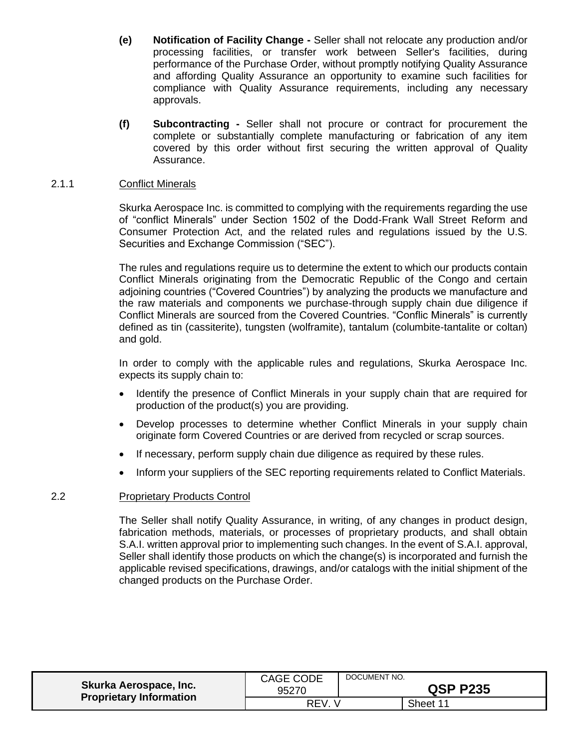**(e)** **Notification of Facility Change -** Seller shall not relocate any production and/or processing facilities, or transfer work between Seller's facilities, during performance of the Purchase Order, without promptly notifying Quality Assurance and affording Quality Assurance an opportunity to examine such facilities for compliance with Quality Assurance requirements, including any necessary approvals.

**(f)** **Subcontracting -** Seller shall not procure or contract for procurement the complete or substantially complete manufacturing or fabrication of any item covered by this order without first securing the written approval of Quality Assurance.

2.1.1 Conflict Minerals

Skurka Aerospace Inc. is committed to complying with the requirements regarding the use of "conflict Minerals" under Section 1502 of the Dodd-Frank Wall Street Reform and Consumer Protection Act, and the related rules and regulations issued by the U.S. Securities and Exchange Commission ("SEC").

The rules and regulations require us to determine the extent to which our products contain Conflict Minerals originating from the Democratic Republic of the Congo and certain adjoining countries ("Covered Countries") by analyzing the products we manufacture and the raw materials and components we purchase-through supply chain due diligence if Conflict Minerals are sourced from the Covered Countries. "Conflic Minerals" is currently defined as tin (cassiterite), tungsten (wolframite), tantalum (columbite-tantalite or coltan) and gold.

In order to comply with the applicable rules and regulations, Skurka Aerospace Inc. expects its supply chain to:

- Identify the presence of Conflict Minerals in your supply chain that are required for production of the product(s) you are providing.
- Develop processes to determine whether Conflict Minerals in your supply chain originate form Covered Countries or are derived from recycled or scrap sources.
- If necessary, perform supply chain due diligence as required by these rules.
- Inform your suppliers of the SEC reporting requirements related to Conflict Materials.

2.2 Proprietary Products Control

The Seller shall notify Quality Assurance, in writing, of any changes in product design, fabrication methods, materials, or processes of proprietary products, and shall obtain S.A.I. written approval prior to implementing such changes. In the event of S.A.I. approval, Seller shall identify those products on which the change(s) is incorporated and furnish the applicable revised specifications, drawings, and/or catalogs with the initial shipment of the changed products on the Purchase Order.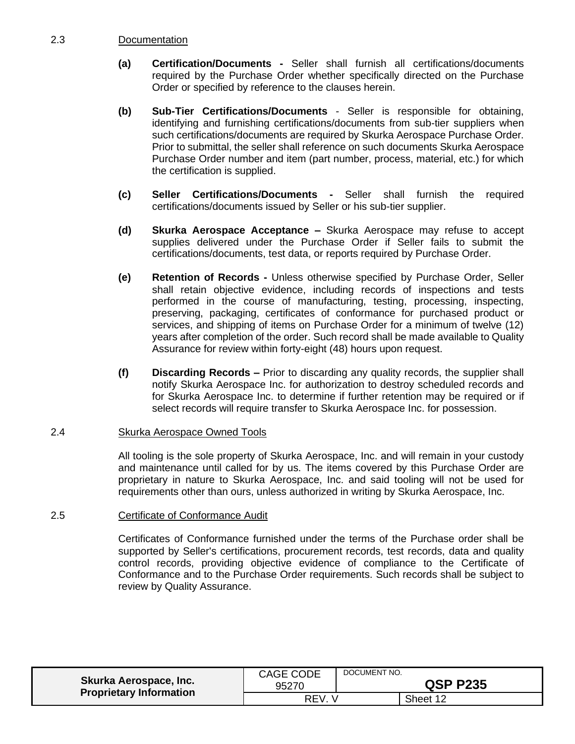## 2.3 Documentation

**(a) Certification/Documents -** Seller shall furnish all certifications/documents required by the Purchase Order whether specifically directed on the Purchase Order or specified by reference to the clauses herein.

**(b) Sub-Tier Certifications/Documents** - Seller is responsible for obtaining, identifying and furnishing certifications/documents from sub-tier suppliers when such certifications/documents are required by Skurka Aerospace Purchase Order. Prior to submittal, the seller shall reference on such documents Skurka Aerospace Purchase Order number and item (part number, process, material, etc.) for which the certification is supplied.

**(c) Seller Certifications/Documents -** Seller shall furnish the required certifications/documents issued by Seller or his sub-tier supplier.

**(d) Skurka Aerospace Acceptance –** Skurka Aerospace may refuse to accept supplies delivered under the Purchase Order if Seller fails to submit the certifications/documents, test data, or reports required by Purchase Order.

**(e) Retention of Records -** Unless otherwise specified by Purchase Order, Seller shall retain objective evidence, including records of inspections and tests performed in the course of manufacturing, testing, processing, inspecting, preserving, packaging, certificates of conformance for purchased product or services, and shipping of items on Purchase Order for a minimum of twelve (12) years after completion of the order. Such record shall be made available to Quality Assurance for review within forty-eight (48) hours upon request.

**(f) Discarding Records –** Prior to discarding any quality records, the supplier shall notify Skurka Aerospace Inc. for authorization to destroy scheduled records and for Skurka Aerospace Inc. to determine if further retention may be required or if select records will require transfer to Skurka Aerospace Inc. for possession.

## 2.4 Skurka Aerospace Owned Tools

All tooling is the sole property of Skurka Aerospace, Inc. and will remain in your custody and maintenance until called for by us. The items covered by this Purchase Order are proprietary in nature to Skurka Aerospace, Inc. and said tooling will not be used for requirements other than ours, unless authorized in writing by Skurka Aerospace, Inc.

## 2.5 Certificate of Conformance Audit

Certificates of Conformance furnished under the terms of the Purchase order shall be supported by Seller's certifications, procurement records, test records, data and quality control records, providing objective evidence of compliance to the Certificate of Conformance and to the Purchase Order requirements. Such records shall be subject to review by Quality Assurance.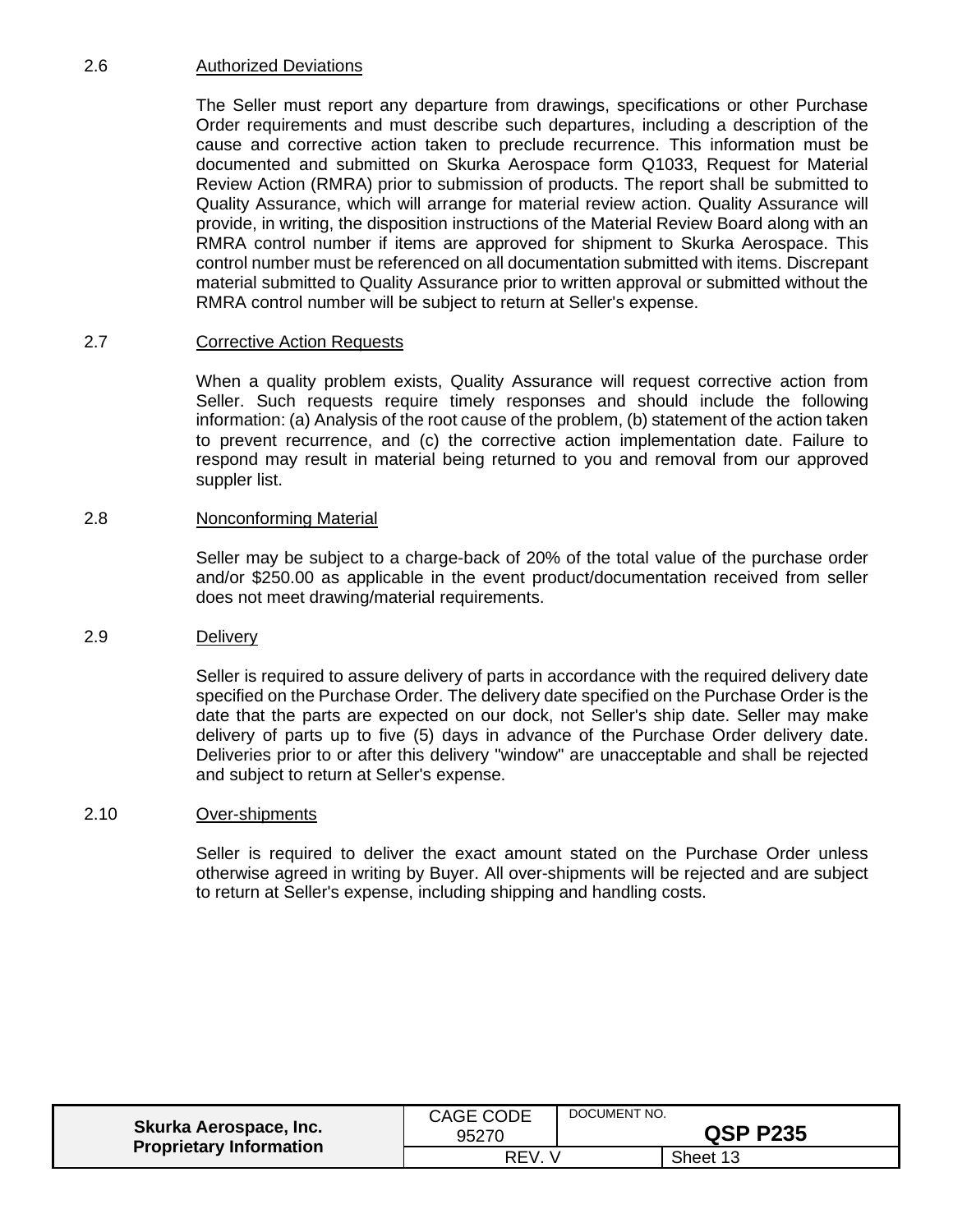## 2.6 Authorized Deviations

The Seller must report any departure from drawings, specifications or other Purchase Order requirements and must describe such departures, including a description of the cause and corrective action taken to preclude recurrence. This information must be documented and submitted on Skurka Aerospace form Q1033, Request for Material Review Action (RMRA) prior to submission of products. The report shall be submitted to Quality Assurance, which will arrange for material review action. Quality Assurance will provide, in writing, the disposition instructions of the Material Review Board along with an RMRA control number if items are approved for shipment to Skurka Aerospace. This control number must be referenced on all documentation submitted with items. Discrepant material submitted to Quality Assurance prior to written approval or submitted without the RMRA control number will be subject to return at Seller's expense.

## 2.7 Corrective Action Requests

When a quality problem exists, Quality Assurance will request corrective action from Seller. Such requests require timely responses and should include the following information: (a) Analysis of the root cause of the problem, (b) statement of the action taken to prevent recurrence, and (c) the corrective action implementation date. Failure to respond may result in material being returned to you and removal from our approved suppler list.

## 2.8 Nonconforming Material

Seller may be subject to a charge-back of 20% of the total value of the purchase order and/or $250.00 as applicable in the event product/documentation received from seller does not meet drawing/material requirements.

## 2.9 Delivery

Seller is required to assure delivery of parts in accordance with the required delivery date specified on the Purchase Order. The delivery date specified on the Purchase Order is the date that the parts are expected on our dock, not Seller's ship date. Seller may make delivery of parts up to five (5) days in advance of the Purchase Order delivery date. Deliveries prior to or after this delivery "window" are unacceptable and shall be rejected and subject to return at Seller's expense.

## 2.10 Over-shipments

Seller is required to deliver the exact amount stated on the Purchase Order unless otherwise agreed in writing by Buyer. All over-shipments will be rejected and are subject to return at Seller's expense, including shipping and handling costs.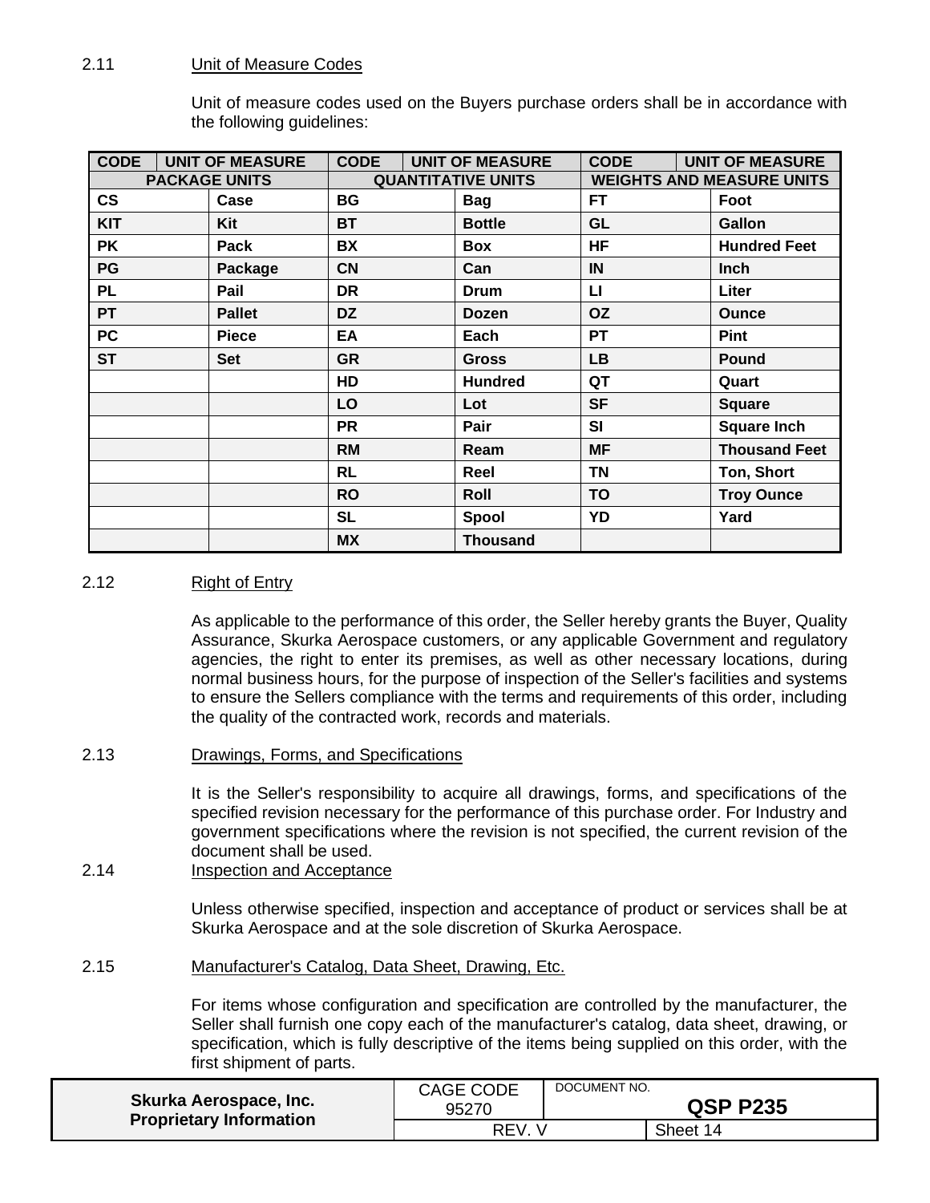### 2.11 Unit of Measure Codes

Unit of measure codes used on the Buyers purchase orders shall be in accordance with the following guidelines:

| CODE | UNIT OF MEASURE | CODE | UNIT OF MEASURE | CODE | UNIT OF MEASURE |
|---|---|---|---|---|---|
| PACKAGE UNITS | | QUANTITATIVE UNITS | | WEIGHTS AND MEASURE UNITS | |
| **CS** | **Case** | **BG** | **Bag** | **FT** | **Foot** |
| **KIT** | **Kit** | **BT** | **Bottle** | **GL** | **Gallon** |
| **PK** | **Pack** | **BX** | **Box** | **HF** | **Hundred Feet** |
| **PG** | **Package** | **CN** | **Can** | **IN** | **Inch** |
| **PL** | **Pail** | **DR** | **Drum** | **LI** | **Liter** |
| **PT** | **Pallet** | **DZ** | **Dozen** | **OZ** | **Ounce** |
| **PC** | **Piece** | **EA** | **Each** | **PT** | **Pint** |
| **ST** | **Set** | **GR** | **Gross** | **LB** | **Pound** |
| | | **HD** | **Hundred** | **QT** | **Quart** |
| | | **LO** | **Lot** | **SF** | **Square** |
| | | **PR** | **Pair** | **SI** | **Square Inch** |
| | | **RM** | **Ream** | **MF** | **Thousand Feet** |
| | | **RL** | **Reel** | **TN** | **Ton, Short** |
| | | **RO** | **Roll** | **TO** | **Troy Ounce** |
| | | **SL** | **Spool** | **YD** | **Yard** |
| | | **MX** | **Thousand** | | |

### 2.12 Right of Entry

As applicable to the performance of this order, the Seller hereby grants the Buyer, Quality Assurance, Skurka Aerospace customers, or any applicable Government and regulatory agencies, the right to enter its premises, as well as other necessary locations, during normal business hours, for the purpose of inspection of the Seller's facilities and systems to ensure the Sellers compliance with the terms and requirements of this order, including the quality of the contracted work, records and materials.

### 2.13 Drawings, Forms, and Specifications

It is the Seller's responsibility to acquire all drawings, forms, and specifications of the specified revision necessary for the performance of this purchase order. For Industry and government specifications where the revision is not specified, the current revision of the document shall be used.

### 2.14 Inspection and Acceptance

Unless otherwise specified, inspection and acceptance of product or services shall be at Skurka Aerospace and at the sole discretion of Skurka Aerospace.

### 2.15 Manufacturer's Catalog, Data Sheet, Drawing, Etc.

For items whose configuration and specification are controlled by the manufacturer, the Seller shall furnish one copy each of the manufacturer's catalog, data sheet, drawing, or specification, which is fully descriptive of the items being supplied on this order, with the first shipment of parts.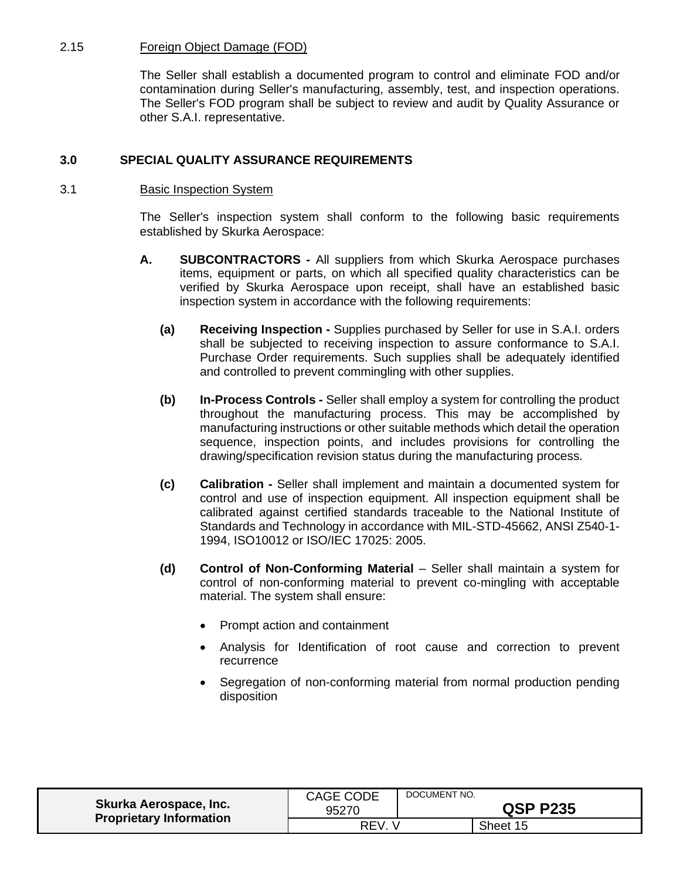2.15 Foreign Object Damage (FOD)

The Seller shall establish a documented program to control and eliminate FOD and/or contamination during Seller's manufacturing, assembly, test, and inspection operations. The Seller's FOD program shall be subject to review and audit by Quality Assurance or other S.A.I. representative.

## 3.0 SPECIAL QUALITY ASSURANCE REQUIREMENTS

3.1 Basic Inspection System

The Seller's inspection system shall conform to the following basic requirements established by Skurka Aerospace:

**A. SUBCONTRACTORS -** All suppliers from which Skurka Aerospace purchases items, equipment or parts, on which all specified quality characteristics can be verified by Skurka Aerospace upon receipt, shall have an established basic inspection system in accordance with the following requirements:

**(a) Receiving Inspection -** Supplies purchased by Seller for use in S.A.I. orders shall be subjected to receiving inspection to assure conformance to S.A.I. Purchase Order requirements. Such supplies shall be adequately identified and controlled to prevent commingling with other supplies.

**(b) In-Process Controls -** Seller shall employ a system for controlling the product throughout the manufacturing process. This may be accomplished by manufacturing instructions or other suitable methods which detail the operation sequence, inspection points, and includes provisions for controlling the drawing/specification revision status during the manufacturing process.

**(c) Calibration -** Seller shall implement and maintain a documented system for control and use of inspection equipment. All inspection equipment shall be calibrated against certified standards traceable to the National Institute of Standards and Technology in accordance with MIL-STD-45662, ANSI Z540-1-1994, ISO10012 or ISO/IEC 17025: 2005.

**(d) Control of Non-Conforming Material** – Seller shall maintain a system for control of non-conforming material to prevent co-mingling with acceptable material. The system shall ensure:

- Prompt action and containment
- Analysis for Identification of root cause and correction to prevent recurrence
- Segregation of non-conforming material from normal production pending disposition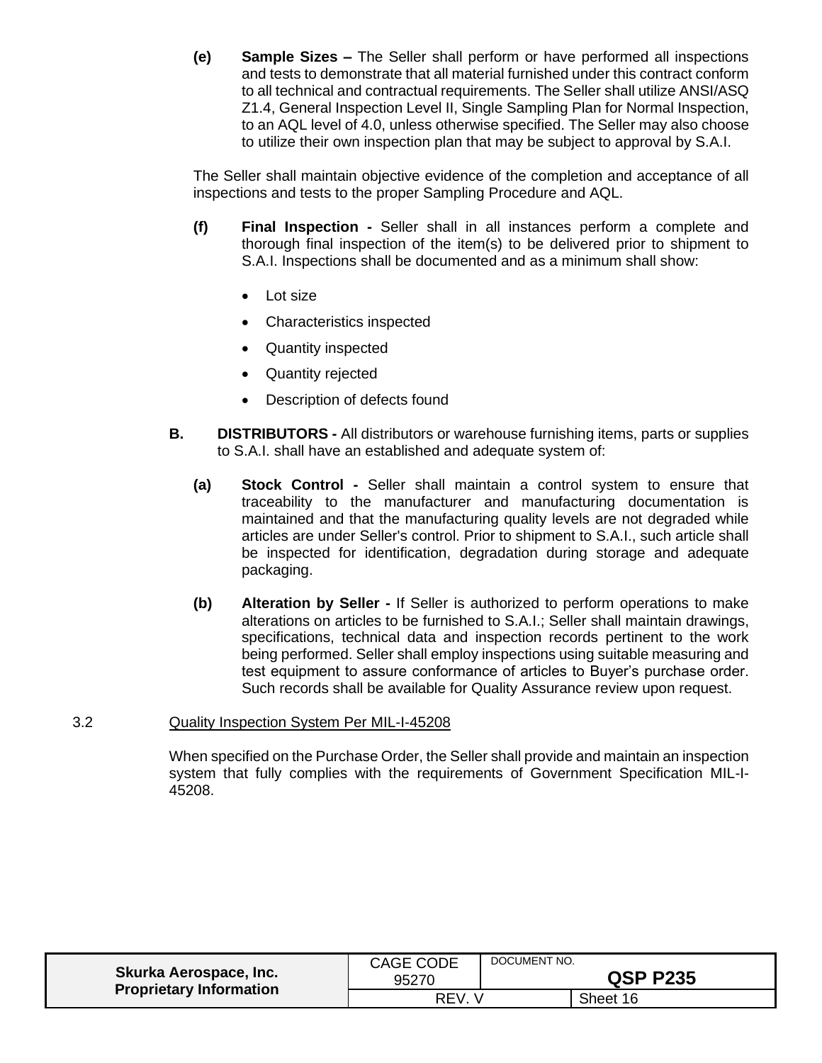**(e)** **Sample Sizes –** The Seller shall perform or have performed all inspections and tests to demonstrate that all material furnished under this contract conform to all technical and contractual requirements. The Seller shall utilize ANSI/ASQ Z1.4, General Inspection Level II, Single Sampling Plan for Normal Inspection, to an AQL level of 4.0, unless otherwise specified. The Seller may also choose to utilize their own inspection plan that may be subject to approval by S.A.I.

The Seller shall maintain objective evidence of the completion and acceptance of all inspections and tests to the proper Sampling Procedure and AQL.

**(f)** **Final Inspection -** Seller shall in all instances perform a complete and thorough final inspection of the item(s) to be delivered prior to shipment to S.A.I. Inspections shall be documented and as a minimum shall show:

- Lot size
- Characteristics inspected
- Quantity inspected
- Quantity rejected
- Description of defects found

**B.** **DISTRIBUTORS -** All distributors or warehouse furnishing items, parts or supplies to S.A.I. shall have an established and adequate system of:

**(a)** **Stock Control -** Seller shall maintain a control system to ensure that traceability to the manufacturer and manufacturing documentation is maintained and that the manufacturing quality levels are not degraded while articles are under Seller's control. Prior to shipment to S.A.I., such article shall be inspected for identification, degradation during storage and adequate packaging.

**(b)** **Alteration by Seller -** If Seller is authorized to perform operations to make alterations on articles to be furnished to S.A.I.; Seller shall maintain drawings, specifications, technical data and inspection records pertinent to the work being performed. Seller shall employ inspections using suitable measuring and test equipment to assure conformance of articles to Buyer's purchase order. Such records shall be available for Quality Assurance review upon request.

3.2 Quality Inspection System Per MIL-I-45208

When specified on the Purchase Order, the Seller shall provide and maintain an inspection system that fully complies with the requirements of Government Specification MIL-I-45208.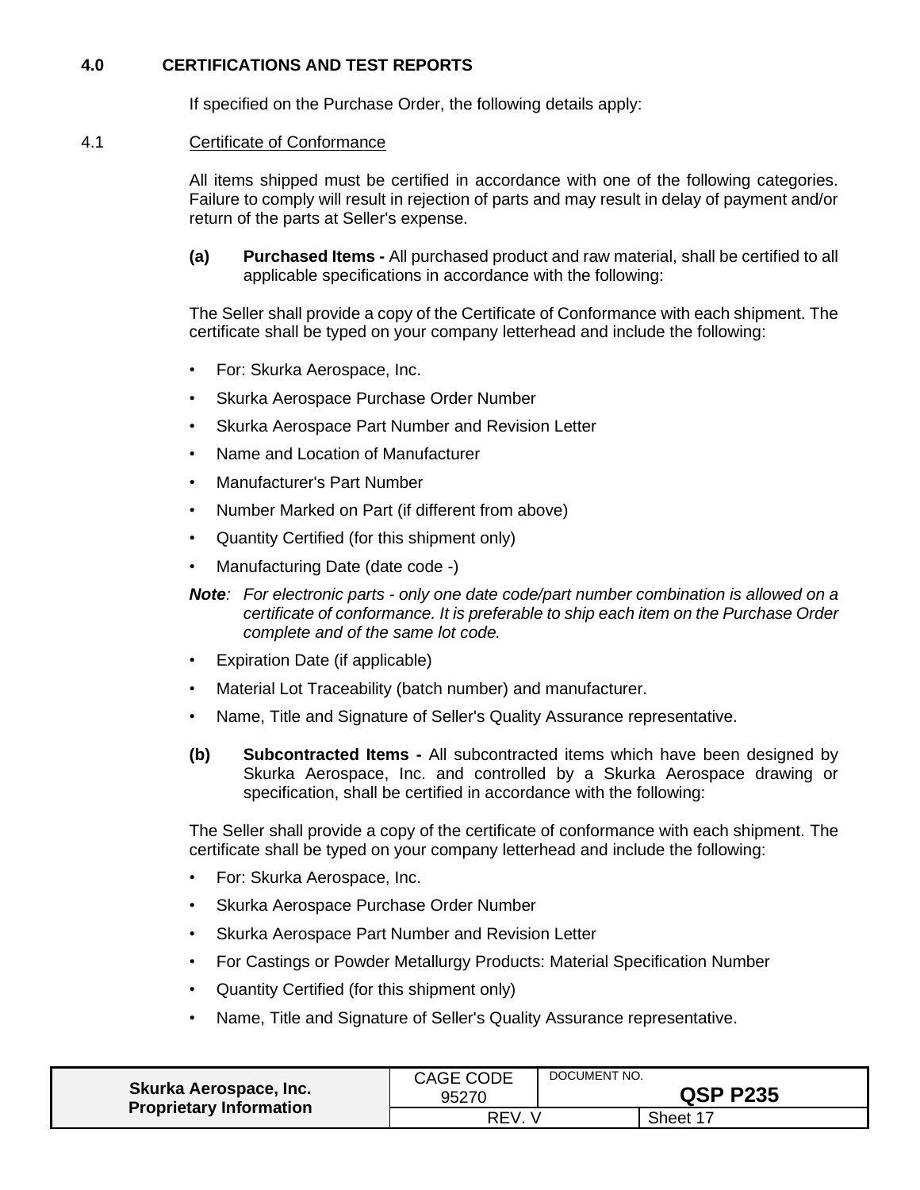## 4.0 CERTIFICATIONS AND TEST REPORTS

If specified on the Purchase Order, the following details apply:

### 4.1 Certificate of Conformance

All items shipped must be certified in accordance with one of the following categories. Failure to comply will result in rejection of parts and may result in delay of payment and/or return of the parts at Seller's expense.

**(a) Purchased Items -** All purchased product and raw material, shall be certified to all applicable specifications in accordance with the following:

The Seller shall provide a copy of the Certificate of Conformance with each shipment. The certificate shall be typed on your company letterhead and include the following:

- For: Skurka Aerospace, Inc.
- Skurka Aerospace Purchase Order Number
- Skurka Aerospace Part Number and Revision Letter
- Name and Location of Manufacturer
- Manufacturer's Part Number
- Number Marked on Part (if different from above)
- Quantity Certified (for this shipment only)
- Manufacturing Date (date code -)

***Note**: For electronic parts - only one date code/part number combination is allowed on a certificate of conformance. It is preferable to ship each item on the Purchase Order complete and of the same lot code.*

- Expiration Date (if applicable)
- Material Lot Traceability (batch number) and manufacturer.
- Name, Title and Signature of Seller's Quality Assurance representative.

**(b) Subcontracted Items -** All subcontracted items which have been designed by Skurka Aerospace, Inc. and controlled by a Skurka Aerospace drawing or specification, shall be certified in accordance with the following:

The Seller shall provide a copy of the certificate of conformance with each shipment. The certificate shall be typed on your company letterhead and include the following:

- For: Skurka Aerospace, Inc.
- Skurka Aerospace Purchase Order Number
- Skurka Aerospace Part Number and Revision Letter
- For Castings or Powder Metallurgy Products: Material Specification Number
- Quantity Certified (for this shipment only)
- Name, Title and Signature of Seller's Quality Assurance representative.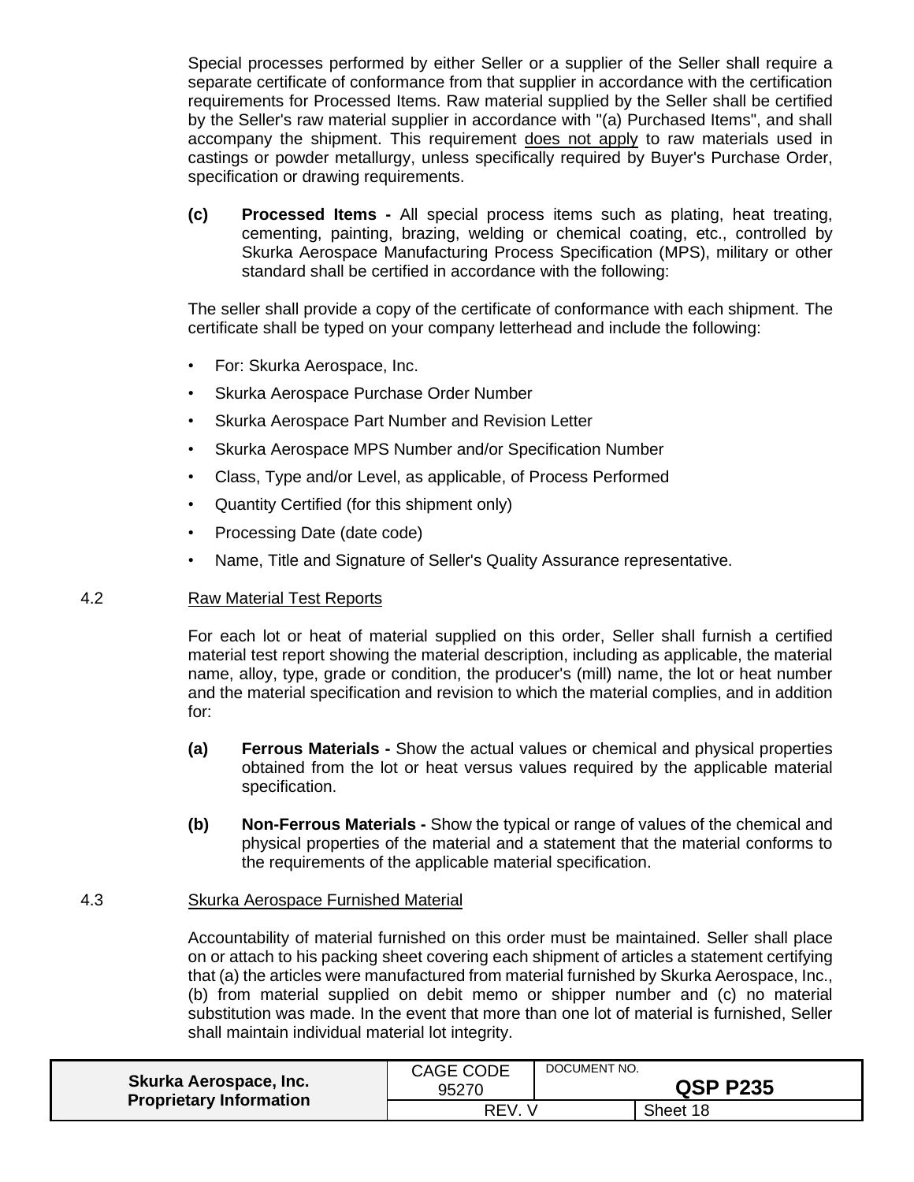Special processes performed by either Seller or a supplier of the Seller shall require a separate certificate of conformance from that supplier in accordance with the certification requirements for Processed Items. Raw material supplied by the Seller shall be certified by the Seller's raw material supplier in accordance with "(a) Purchased Items", and shall accompany the shipment. This requirement does not apply to raw materials used in castings or powder metallurgy, unless specifically required by Buyer's Purchase Order, specification or drawing requirements.

**(c) Processed Items -** All special process items such as plating, heat treating, cementing, painting, brazing, welding or chemical coating, etc., controlled by Skurka Aerospace Manufacturing Process Specification (MPS), military or other standard shall be certified in accordance with the following:

The seller shall provide a copy of the certificate of conformance with each shipment. The certificate shall be typed on your company letterhead and include the following:

- For: Skurka Aerospace, Inc.
- Skurka Aerospace Purchase Order Number
- Skurka Aerospace Part Number and Revision Letter
- Skurka Aerospace MPS Number and/or Specification Number
- Class, Type and/or Level, as applicable, of Process Performed
- Quantity Certified (for this shipment only)
- Processing Date (date code)
- Name, Title and Signature of Seller's Quality Assurance representative.

## 4.2 Raw Material Test Reports

For each lot or heat of material supplied on this order, Seller shall furnish a certified material test report showing the material description, including as applicable, the material name, alloy, type, grade or condition, the producer's (mill) name, the lot or heat number and the material specification and revision to which the material complies, and in addition for:

**(a) Ferrous Materials -** Show the actual values or chemical and physical properties obtained from the lot or heat versus values required by the applicable material specification.

**(b) Non-Ferrous Materials -** Show the typical or range of values of the chemical and physical properties of the material and a statement that the material conforms to the requirements of the applicable material specification.

## 4.3 Skurka Aerospace Furnished Material

Accountability of material furnished on this order must be maintained. Seller shall place on or attach to his packing sheet covering each shipment of articles a statement certifying that (a) the articles were manufactured from material furnished by Skurka Aerospace, Inc., (b) from material supplied on debit memo or shipper number and (c) no material substitution was made. In the event that more than one lot of material is furnished, Seller shall maintain individual material lot integrity.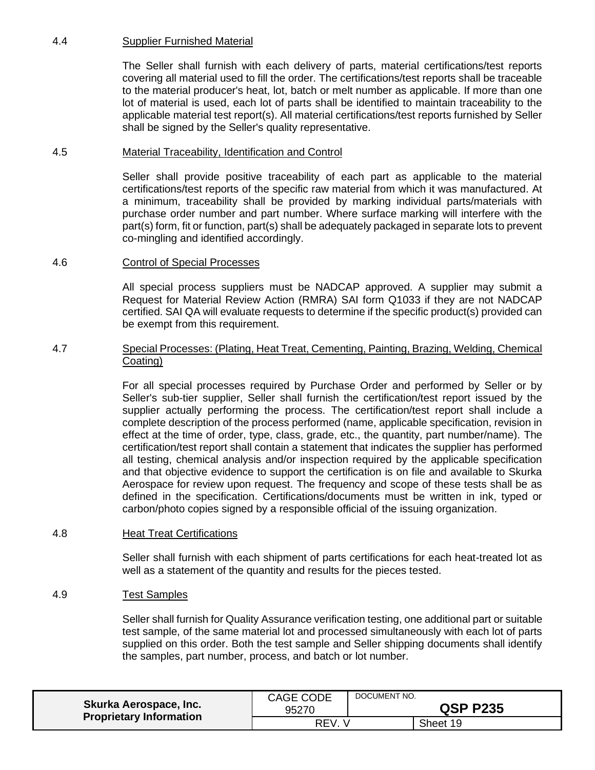### 4.4 Supplier Furnished Material

The Seller shall furnish with each delivery of parts, material certifications/test reports covering all material used to fill the order. The certifications/test reports shall be traceable to the material producer's heat, lot, batch or melt number as applicable. If more than one lot of material is used, each lot of parts shall be identified to maintain traceability to the applicable material test report(s). All material certifications/test reports furnished by Seller shall be signed by the Seller's quality representative.

### 4.5 Material Traceability, Identification and Control

Seller shall provide positive traceability of each part as applicable to the material certifications/test reports of the specific raw material from which it was manufactured. At a minimum, traceability shall be provided by marking individual parts/materials with purchase order number and part number. Where surface marking will interfere with the part(s) form, fit or function, part(s) shall be adequately packaged in separate lots to prevent co-mingling and identified accordingly.

### 4.6 Control of Special Processes

All special process suppliers must be NADCAP approved. A supplier may submit a Request for Material Review Action (RMRA) SAI form Q1033 if they are not NADCAP certified. SAI QA will evaluate requests to determine if the specific product(s) provided can be exempt from this requirement.

### 4.7 Special Processes: (Plating, Heat Treat, Cementing, Painting, Brazing, Welding, Chemical Coating)

For all special processes required by Purchase Order and performed by Seller or by Seller's sub-tier supplier, Seller shall furnish the certification/test report issued by the supplier actually performing the process. The certification/test report shall include a complete description of the process performed (name, applicable specification, revision in effect at the time of order, type, class, grade, etc., the quantity, part number/name). The certification/test report shall contain a statement that indicates the supplier has performed all testing, chemical analysis and/or inspection required by the applicable specification and that objective evidence to support the certification is on file and available to Skurka Aerospace for review upon request. The frequency and scope of these tests shall be as defined in the specification. Certifications/documents must be written in ink, typed or carbon/photo copies signed by a responsible official of the issuing organization.

### 4.8 Heat Treat Certifications

Seller shall furnish with each shipment of parts certifications for each heat-treated lot as well as a statement of the quantity and results for the pieces tested.

### 4.9 Test Samples

Seller shall furnish for Quality Assurance verification testing, one additional part or suitable test sample, of the same material lot and processed simultaneously with each lot of parts supplied on this order. Both the test sample and Seller shipping documents shall identify the samples, part number, process, and batch or lot number.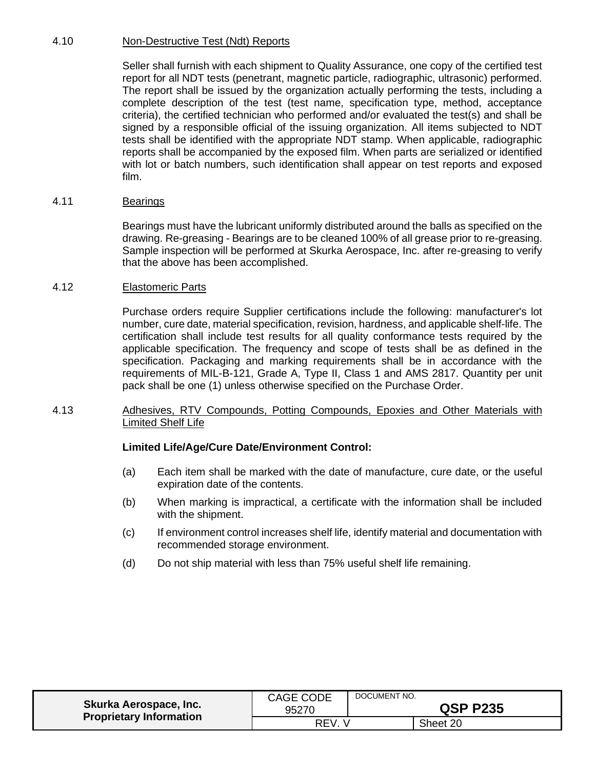### 4.10 Non-Destructive Test (Ndt) Reports

Seller shall furnish with each shipment to Quality Assurance, one copy of the certified test report for all NDT tests (penetrant, magnetic particle, radiographic, ultrasonic) performed. The report shall be issued by the organization actually performing the tests, including a complete description of the test (test name, specification type, method, acceptance criteria), the certified technician who performed and/or evaluated the test(s) and shall be signed by a responsible official of the issuing organization. All items subjected to NDT tests shall be identified with the appropriate NDT stamp. When applicable, radiographic reports shall be accompanied by the exposed film. When parts are serialized or identified with lot or batch numbers, such identification shall appear on test reports and exposed film.

### 4.11 Bearings

Bearings must have the lubricant uniformly distributed around the balls as specified on the drawing. Re-greasing - Bearings are to be cleaned 100% of all grease prior to re-greasing. Sample inspection will be performed at Skurka Aerospace, Inc. after re-greasing to verify that the above has been accomplished.

### 4.12 Elastomeric Parts

Purchase orders require Supplier certifications include the following: manufacturer's lot number, cure date, material specification, revision, hardness, and applicable shelf-life. The certification shall include test results for all quality conformance tests required by the applicable specification. The frequency and scope of tests shall be as defined in the specification. Packaging and marking requirements shall be in accordance with the requirements of MIL-B-121, Grade A, Type II, Class 1 and AMS 2817. Quantity per unit pack shall be one (1) unless otherwise specified on the Purchase Order.

### 4.13 Adhesives, RTV Compounds, Potting Compounds, Epoxies and Other Materials with Limited Shelf Life

**Limited Life/Age/Cure Date/Environment Control:**

(a) Each item shall be marked with the date of manufacture, cure date, or the useful expiration date of the contents.

(b) When marking is impractical, a certificate with the information shall be included with the shipment.

(c) If environment control increases shelf life, identify material and documentation with recommended storage environment.

(d) Do not ship material with less than 75% useful shelf life remaining.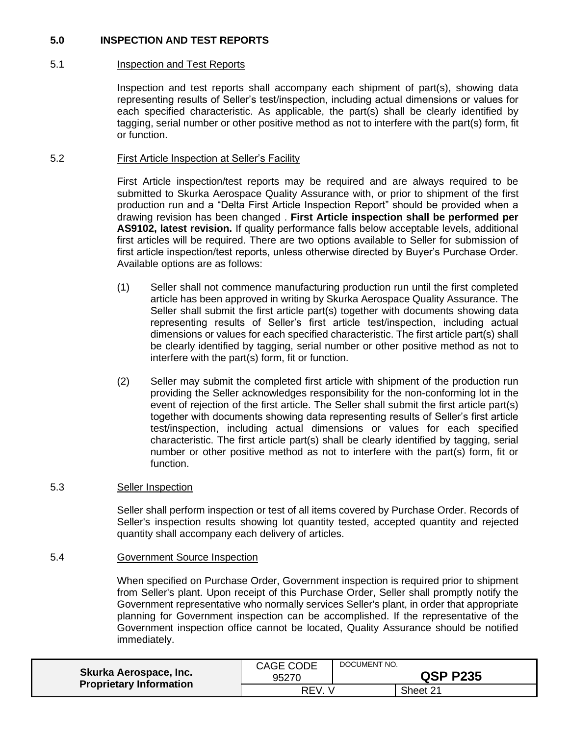## 5.0 INSPECTION AND TEST REPORTS

### 5.1 Inspection and Test Reports

Inspection and test reports shall accompany each shipment of part(s), showing data representing results of Seller's test/inspection, including actual dimensions or values for each specified characteristic. As applicable, the part(s) shall be clearly identified by tagging, serial number or other positive method as not to interfere with the part(s) form, fit or function.

### 5.2 First Article Inspection at Seller's Facility

First Article inspection/test reports may be required and are always required to be submitted to Skurka Aerospace Quality Assurance with, or prior to shipment of the first production run and a "Delta First Article Inspection Report" should be provided when a drawing revision has been changed . **First Article inspection shall be performed per AS9102, latest revision.** If quality performance falls below acceptable levels, additional first articles will be required. There are two options available to Seller for submission of first article inspection/test reports, unless otherwise directed by Buyer's Purchase Order. Available options are as follows:

(1) Seller shall not commence manufacturing production run until the first completed article has been approved in writing by Skurka Aerospace Quality Assurance. The Seller shall submit the first article part(s) together with documents showing data representing results of Seller's first article test/inspection, including actual dimensions or values for each specified characteristic. The first article part(s) shall be clearly identified by tagging, serial number or other positive method as not to interfere with the part(s) form, fit or function.

(2) Seller may submit the completed first article with shipment of the production run providing the Seller acknowledges responsibility for the non-conforming lot in the event of rejection of the first article. The Seller shall submit the first article part(s) together with documents showing data representing results of Seller's first article test/inspection, including actual dimensions or values for each specified characteristic. The first article part(s) shall be clearly identified by tagging, serial number or other positive method as not to interfere with the part(s) form, fit or function.

### 5.3 Seller Inspection

Seller shall perform inspection or test of all items covered by Purchase Order. Records of Seller's inspection results showing lot quantity tested, accepted quantity and rejected quantity shall accompany each delivery of articles.

### 5.4 Government Source Inspection

When specified on Purchase Order, Government inspection is required prior to shipment from Seller's plant. Upon receipt of this Purchase Order, Seller shall promptly notify the Government representative who normally services Seller's plant, in order that appropriate planning for Government inspection can be accomplished. If the representative of the Government inspection office cannot be located, Quality Assurance should be notified immediately.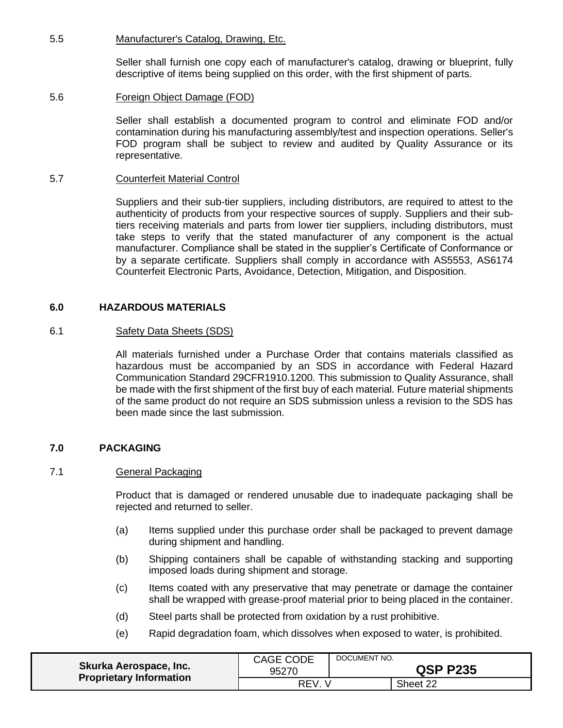5.5 Manufacturer's Catalog, Drawing, Etc.

Seller shall furnish one copy each of manufacturer's catalog, drawing or blueprint, fully descriptive of items being supplied on this order, with the first shipment of parts.

5.6 Foreign Object Damage (FOD)

Seller shall establish a documented program to control and eliminate FOD and/or contamination during his manufacturing assembly/test and inspection operations. Seller's FOD program shall be subject to review and audited by Quality Assurance or its representative.

5.7 Counterfeit Material Control

Suppliers and their sub-tier suppliers, including distributors, are required to attest to the authenticity of products from your respective sources of supply. Suppliers and their sub-tiers receiving materials and parts from lower tier suppliers, including distributors, must take steps to verify that the stated manufacturer of any component is the actual manufacturer. Compliance shall be stated in the supplier's Certificate of Conformance or by a separate certificate. Suppliers shall comply in accordance with AS5553, AS6174 Counterfeit Electronic Parts, Avoidance, Detection, Mitigation, and Disposition.

## 6.0 HAZARDOUS MATERIALS

6.1 Safety Data Sheets (SDS)

All materials furnished under a Purchase Order that contains materials classified as hazardous must be accompanied by an SDS in accordance with Federal Hazard Communication Standard 29CFR1910.1200. This submission to Quality Assurance, shall be made with the first shipment of the first buy of each material. Future material shipments of the same product do not require an SDS submission unless a revision to the SDS has been made since the last submission.

## 7.0 PACKAGING

7.1 General Packaging

Product that is damaged or rendered unusable due to inadequate packaging shall be rejected and returned to seller.

(a) Items supplied under this purchase order shall be packaged to prevent damage during shipment and handling.

(b) Shipping containers shall be capable of withstanding stacking and supporting imposed loads during shipment and storage.

(c) Items coated with any preservative that may penetrate or damage the container shall be wrapped with grease-proof material prior to being placed in the container.

(d) Steel parts shall be protected from oxidation by a rust prohibitive.

(e) Rapid degradation foam, which dissolves when exposed to water, is prohibited.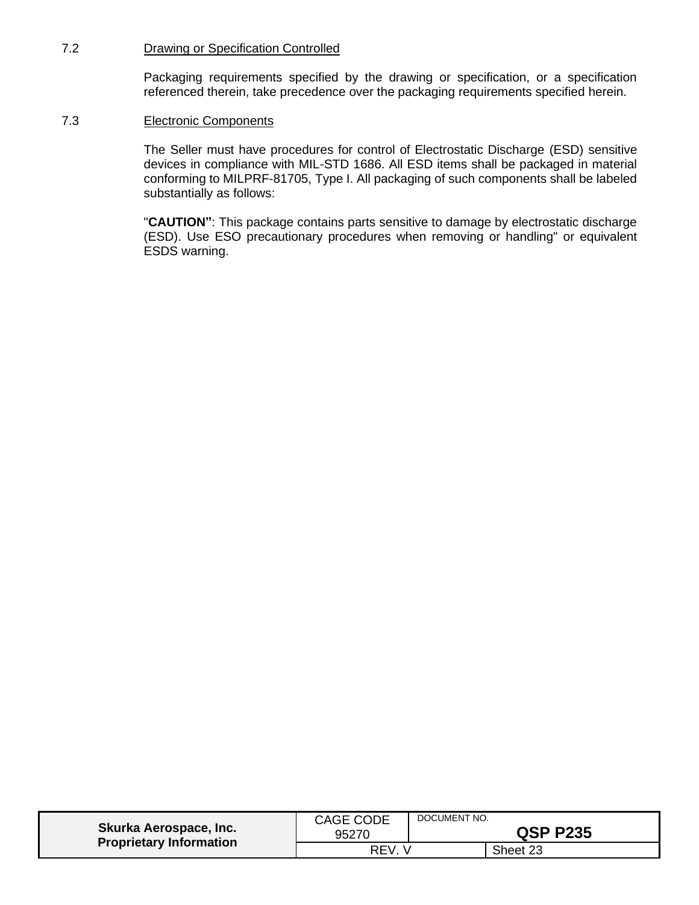### 7.2 Drawing or Specification Controlled

Packaging requirements specified by the drawing or specification, or a specification referenced therein, take precedence over the packaging requirements specified herein.

### 7.3 Electronic Components

The Seller must have procedures for control of Electrostatic Discharge (ESD) sensitive devices in compliance with MIL-STD 1686. All ESD items shall be packaged in material conforming to MILPRF-81705, Type I. All packaging of such components shall be labeled substantially as follows:

"**CAUTION"**: This package contains parts sensitive to damage by electrostatic discharge (ESD). Use ESO precautionary procedures when removing or handling" or equivalent ESDS warning.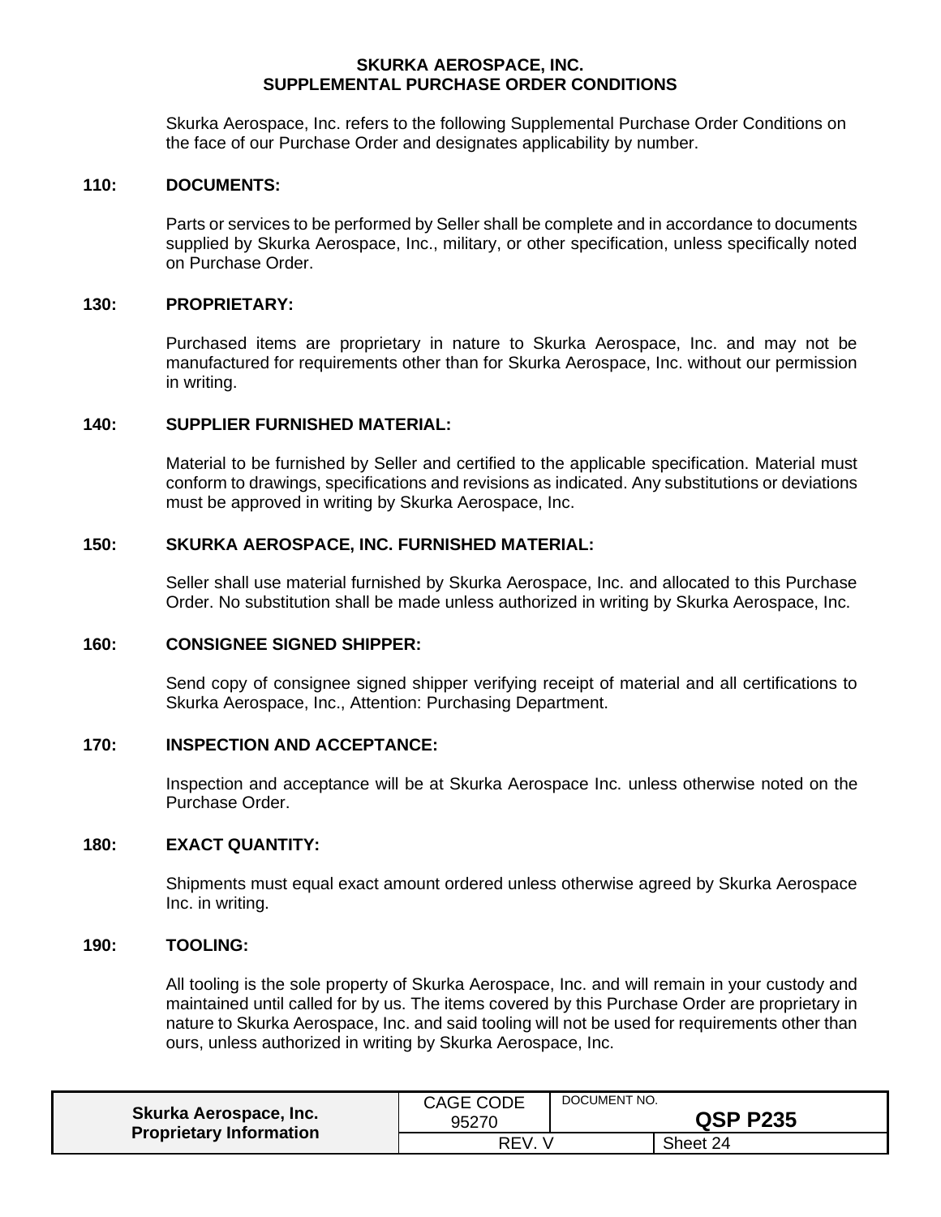# SKURKA AEROSPACE, INC.
# SUPPLEMENTAL PURCHASE ORDER CONDITIONS

Skurka Aerospace, Inc. refers to the following Supplemental Purchase Order Conditions on the face of our Purchase Order and designates applicability by number.

**110: DOCUMENTS:**

Parts or services to be performed by Seller shall be complete and in accordance to documents supplied by Skurka Aerospace, Inc., military, or other specification, unless specifically noted on Purchase Order.

**130: PROPRIETARY:**

Purchased items are proprietary in nature to Skurka Aerospace, Inc. and may not be manufactured for requirements other than for Skurka Aerospace, Inc. without our permission in writing.

**140: SUPPLIER FURNISHED MATERIAL:**

Material to be furnished by Seller and certified to the applicable specification. Material must conform to drawings, specifications and revisions as indicated. Any substitutions or deviations must be approved in writing by Skurka Aerospace, Inc.

**150: SKURKA AEROSPACE, INC. FURNISHED MATERIAL:**

Seller shall use material furnished by Skurka Aerospace, Inc. and allocated to this Purchase Order. No substitution shall be made unless authorized in writing by Skurka Aerospace, Inc.

**160: CONSIGNEE SIGNED SHIPPER:**

Send copy of consignee signed shipper verifying receipt of material and all certifications to Skurka Aerospace, Inc., Attention: Purchasing Department.

**170: INSPECTION AND ACCEPTANCE:**

Inspection and acceptance will be at Skurka Aerospace Inc. unless otherwise noted on the Purchase Order.

**180: EXACT QUANTITY:**

Shipments must equal exact amount ordered unless otherwise agreed by Skurka Aerospace Inc. in writing.

**190: TOOLING:**

All tooling is the sole property of Skurka Aerospace, Inc. and will remain in your custody and maintained until called for by us. The items covered by this Purchase Order are proprietary in nature to Skurka Aerospace, Inc. and said tooling will not be used for requirements other than ours, unless authorized in writing by Skurka Aerospace, Inc.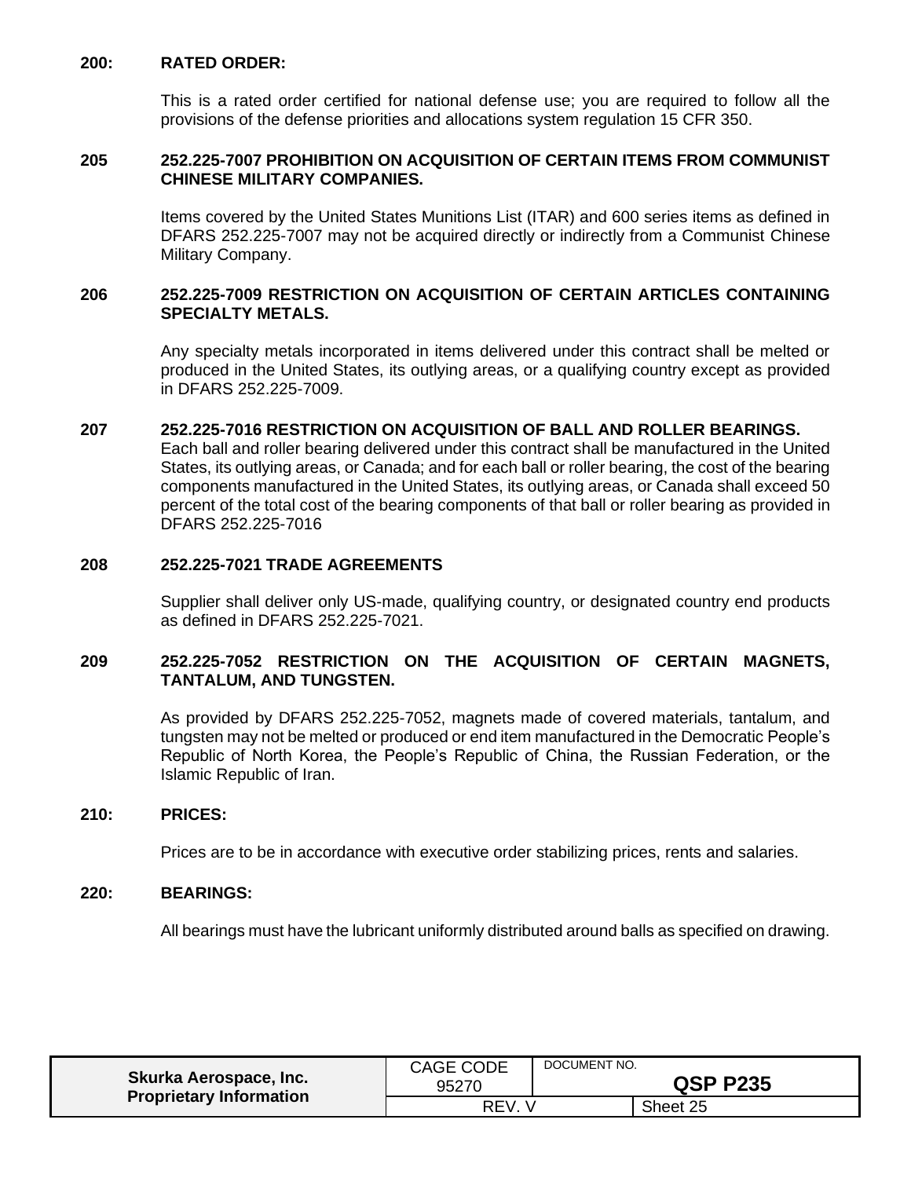**200: RATED ORDER:**

This is a rated order certified for national defense use; you are required to follow all the provisions of the defense priorities and allocations system regulation 15 CFR 350.

**205 252.225-7007 PROHIBITION ON ACQUISITION OF CERTAIN ITEMS FROM COMMUNIST CHINESE MILITARY COMPANIES.**

Items covered by the United States Munitions List (ITAR) and 600 series items as defined in DFARS 252.225-7007 may not be acquired directly or indirectly from a Communist Chinese Military Company.

**206 252.225-7009 RESTRICTION ON ACQUISITION OF CERTAIN ARTICLES CONTAINING SPECIALTY METALS.**

Any specialty metals incorporated in items delivered under this contract shall be melted or produced in the United States, its outlying areas, or a qualifying country except as provided in DFARS 252.225-7009.

**207 252.225-7016 RESTRICTION ON ACQUISITION OF BALL AND ROLLER BEARINGS.**

Each ball and roller bearing delivered under this contract shall be manufactured in the United States, its outlying areas, or Canada; and for each ball or roller bearing, the cost of the bearing components manufactured in the United States, its outlying areas, or Canada shall exceed 50 percent of the total cost of the bearing components of that ball or roller bearing as provided in DFARS 252.225-7016

**208 252.225-7021 TRADE AGREEMENTS**

Supplier shall deliver only US-made, qualifying country, or designated country end products as defined in DFARS 252.225-7021.

**209 252.225-7052 RESTRICTION ON THE ACQUISITION OF CERTAIN MAGNETS, TANTALUM, AND TUNGSTEN.**

As provided by DFARS 252.225-7052, magnets made of covered materials, tantalum, and tungsten may not be melted or produced or end item manufactured in the Democratic People's Republic of North Korea, the People's Republic of China, the Russian Federation, or the Islamic Republic of Iran.

**210: PRICES:**

Prices are to be in accordance with executive order stabilizing prices, rents and salaries.

**220: BEARINGS:**

All bearings must have the lubricant uniformly distributed around balls as specified on drawing.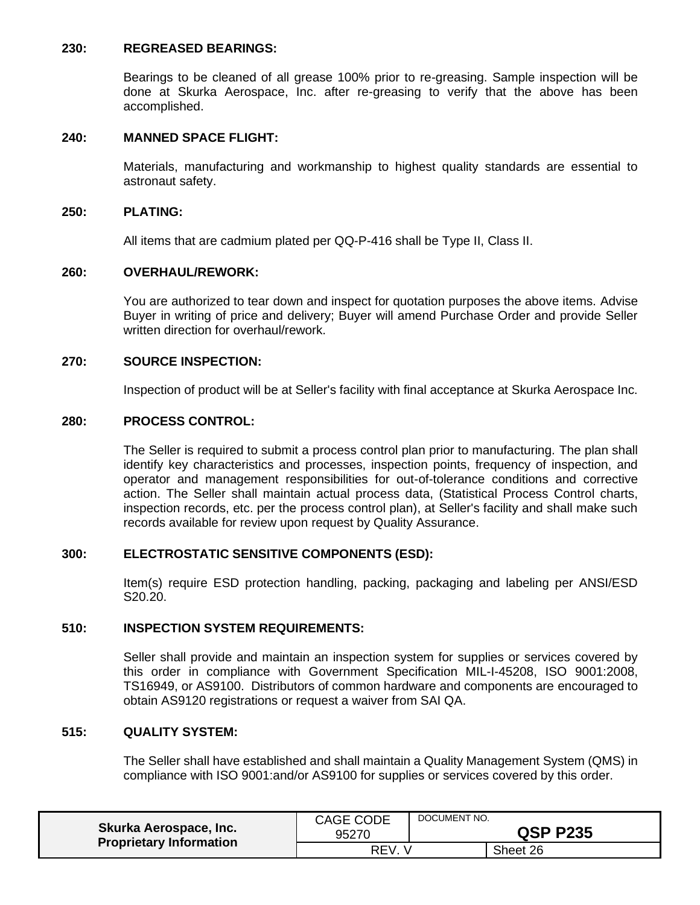**230: REGREASED BEARINGS:**

Bearings to be cleaned of all grease 100% prior to re-greasing. Sample inspection will be done at Skurka Aerospace, Inc. after re-greasing to verify that the above has been accomplished.

**240: MANNED SPACE FLIGHT:**

Materials, manufacturing and workmanship to highest quality standards are essential to astronaut safety.

**250: PLATING:**

All items that are cadmium plated per QQ-P-416 shall be Type II, Class II.

**260: OVERHAUL/REWORK:**

You are authorized to tear down and inspect for quotation purposes the above items. Advise Buyer in writing of price and delivery; Buyer will amend Purchase Order and provide Seller written direction for overhaul/rework.

**270: SOURCE INSPECTION:**

Inspection of product will be at Seller's facility with final acceptance at Skurka Aerospace Inc.

**280: PROCESS CONTROL:**

The Seller is required to submit a process control plan prior to manufacturing. The plan shall identify key characteristics and processes, inspection points, frequency of inspection, and operator and management responsibilities for out-of-tolerance conditions and corrective action. The Seller shall maintain actual process data, (Statistical Process Control charts, inspection records, etc. per the process control plan), at Seller's facility and shall make such records available for review upon request by Quality Assurance.

**300: ELECTROSTATIC SENSITIVE COMPONENTS (ESD):**

Item(s) require ESD protection handling, packing, packaging and labeling per ANSI/ESD S20.20.

**510: INSPECTION SYSTEM REQUIREMENTS:**

Seller shall provide and maintain an inspection system for supplies or services covered by this order in compliance with Government Specification MIL-I-45208, ISO 9001:2008, TS16949, or AS9100. Distributors of common hardware and components are encouraged to obtain AS9120 registrations or request a waiver from SAI QA.

**515: QUALITY SYSTEM:**

The Seller shall have established and shall maintain a Quality Management System (QMS) in compliance with ISO 9001:and/or AS9100 for supplies or services covered by this order.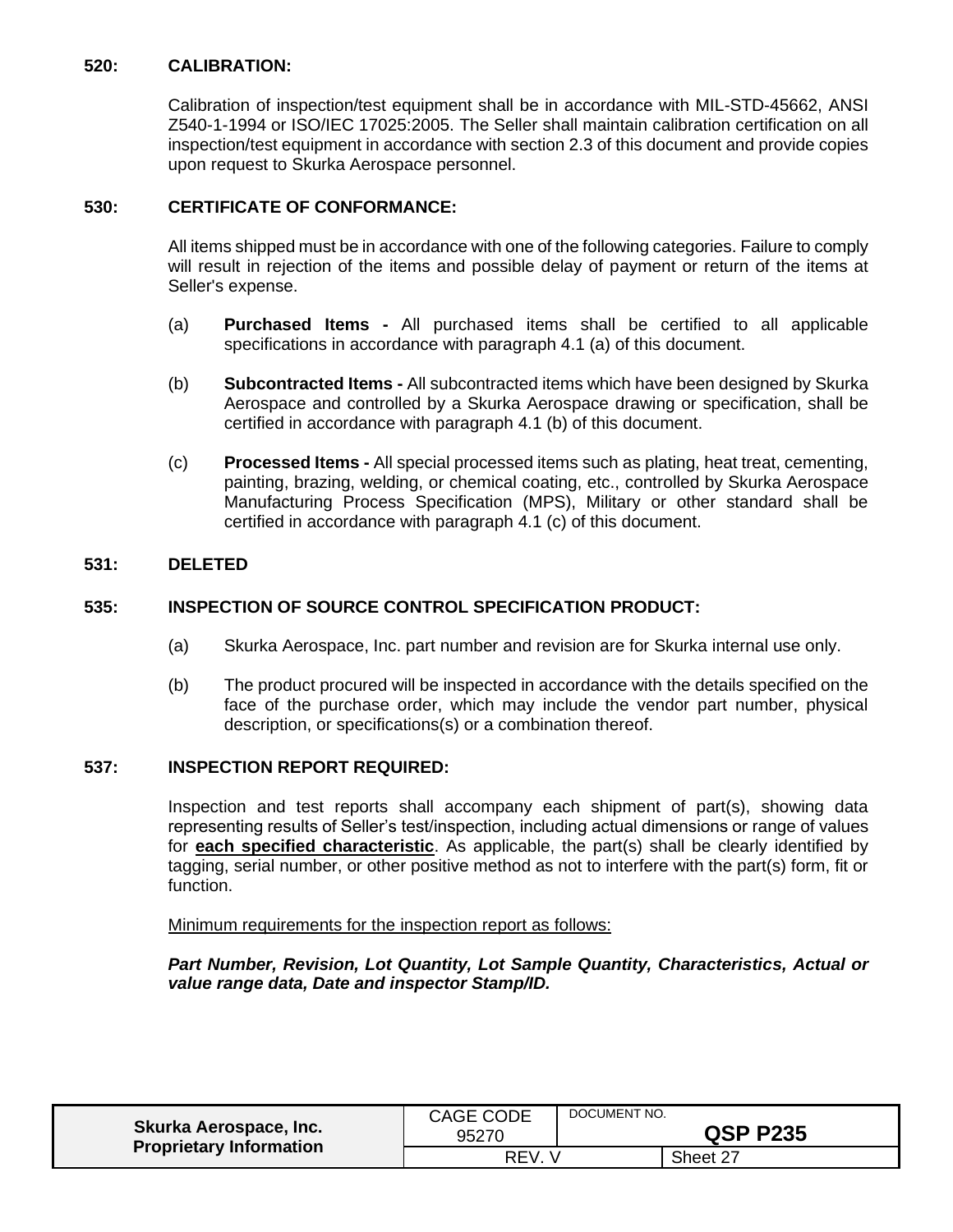**520: CALIBRATION:**

Calibration of inspection/test equipment shall be in accordance with MIL-STD-45662, ANSI Z540-1-1994 or ISO/IEC 17025:2005. The Seller shall maintain calibration certification on all inspection/test equipment in accordance with section 2.3 of this document and provide copies upon request to Skurka Aerospace personnel.

**530: CERTIFICATE OF CONFORMANCE:**

All items shipped must be in accordance with one of the following categories. Failure to comply will result in rejection of the items and possible delay of payment or return of the items at Seller's expense.

(a) **Purchased Items -** All purchased items shall be certified to all applicable specifications in accordance with paragraph 4.1 (a) of this document.

(b) **Subcontracted Items -** All subcontracted items which have been designed by Skurka Aerospace and controlled by a Skurka Aerospace drawing or specification, shall be certified in accordance with paragraph 4.1 (b) of this document.

(c) **Processed Items -** All special processed items such as plating, heat treat, cementing, painting, brazing, welding, or chemical coating, etc., controlled by Skurka Aerospace Manufacturing Process Specification (MPS), Military or other standard shall be certified in accordance with paragraph 4.1 (c) of this document.

**531: DELETED**

**535: INSPECTION OF SOURCE CONTROL SPECIFICATION PRODUCT:**

(a) Skurka Aerospace, Inc. part number and revision are for Skurka internal use only.

(b) The product procured will be inspected in accordance with the details specified on the face of the purchase order, which may include the vendor part number, physical description, or specifications(s) or a combination thereof.

**537: INSPECTION REPORT REQUIRED:**

Inspection and test reports shall accompany each shipment of part(s), showing data representing results of Seller's test/inspection, including actual dimensions or range of values for **each specified characteristic**. As applicable, the part(s) shall be clearly identified by tagging, serial number, or other positive method as not to interfere with the part(s) form, fit or function.

Minimum requirements for the inspection report as follows:

***Part Number, Revision, Lot Quantity, Lot Sample Quantity, Characteristics, Actual or value range data, Date and inspector Stamp/ID.***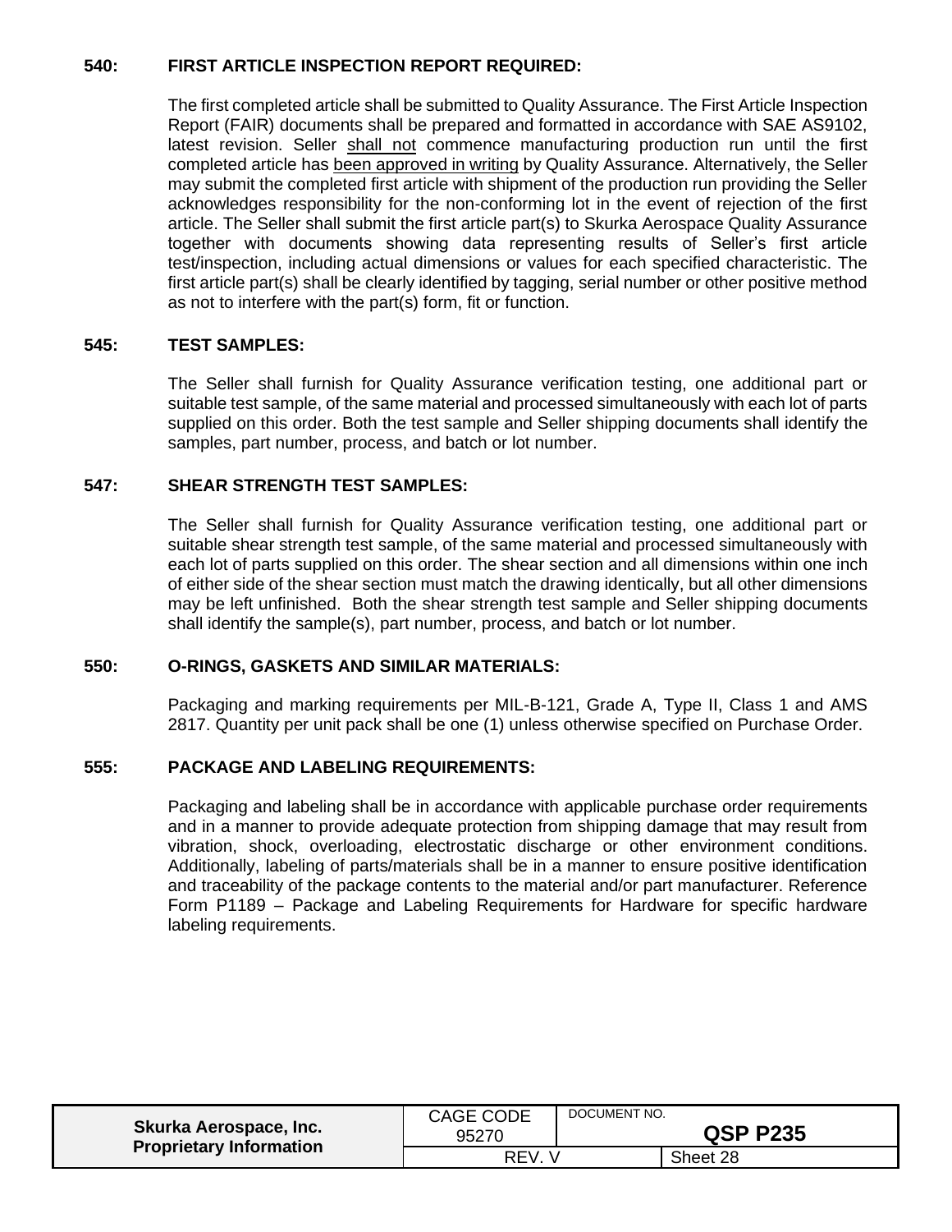**540: FIRST ARTICLE INSPECTION REPORT REQUIRED:**

The first completed article shall be submitted to Quality Assurance. The First Article Inspection Report (FAIR) documents shall be prepared and formatted in accordance with SAE AS9102, latest revision. Seller shall not commence manufacturing production run until the first completed article has been approved in writing by Quality Assurance. Alternatively, the Seller may submit the completed first article with shipment of the production run providing the Seller acknowledges responsibility for the non-conforming lot in the event of rejection of the first article. The Seller shall submit the first article part(s) to Skurka Aerospace Quality Assurance together with documents showing data representing results of Seller's first article test/inspection, including actual dimensions or values for each specified characteristic. The first article part(s) shall be clearly identified by tagging, serial number or other positive method as not to interfere with the part(s) form, fit or function.

**545: TEST SAMPLES:**

The Seller shall furnish for Quality Assurance verification testing, one additional part or suitable test sample, of the same material and processed simultaneously with each lot of parts supplied on this order. Both the test sample and Seller shipping documents shall identify the samples, part number, process, and batch or lot number.

**547: SHEAR STRENGTH TEST SAMPLES:**

The Seller shall furnish for Quality Assurance verification testing, one additional part or suitable shear strength test sample, of the same material and processed simultaneously with each lot of parts supplied on this order. The shear section and all dimensions within one inch of either side of the shear section must match the drawing identically, but all other dimensions may be left unfinished. Both the shear strength test sample and Seller shipping documents shall identify the sample(s), part number, process, and batch or lot number.

**550: O-RINGS, GASKETS AND SIMILAR MATERIALS:**

Packaging and marking requirements per MIL-B-121, Grade A, Type II, Class 1 and AMS 2817. Quantity per unit pack shall be one (1) unless otherwise specified on Purchase Order.

**555: PACKAGE AND LABELING REQUIREMENTS:**

Packaging and labeling shall be in accordance with applicable purchase order requirements and in a manner to provide adequate protection from shipping damage that may result from vibration, shock, overloading, electrostatic discharge or other environment conditions. Additionally, labeling of parts/materials shall be in a manner to ensure positive identification and traceability of the package contents to the material and/or part manufacturer. Reference Form P1189 – Package and Labeling Requirements for Hardware for specific hardware labeling requirements.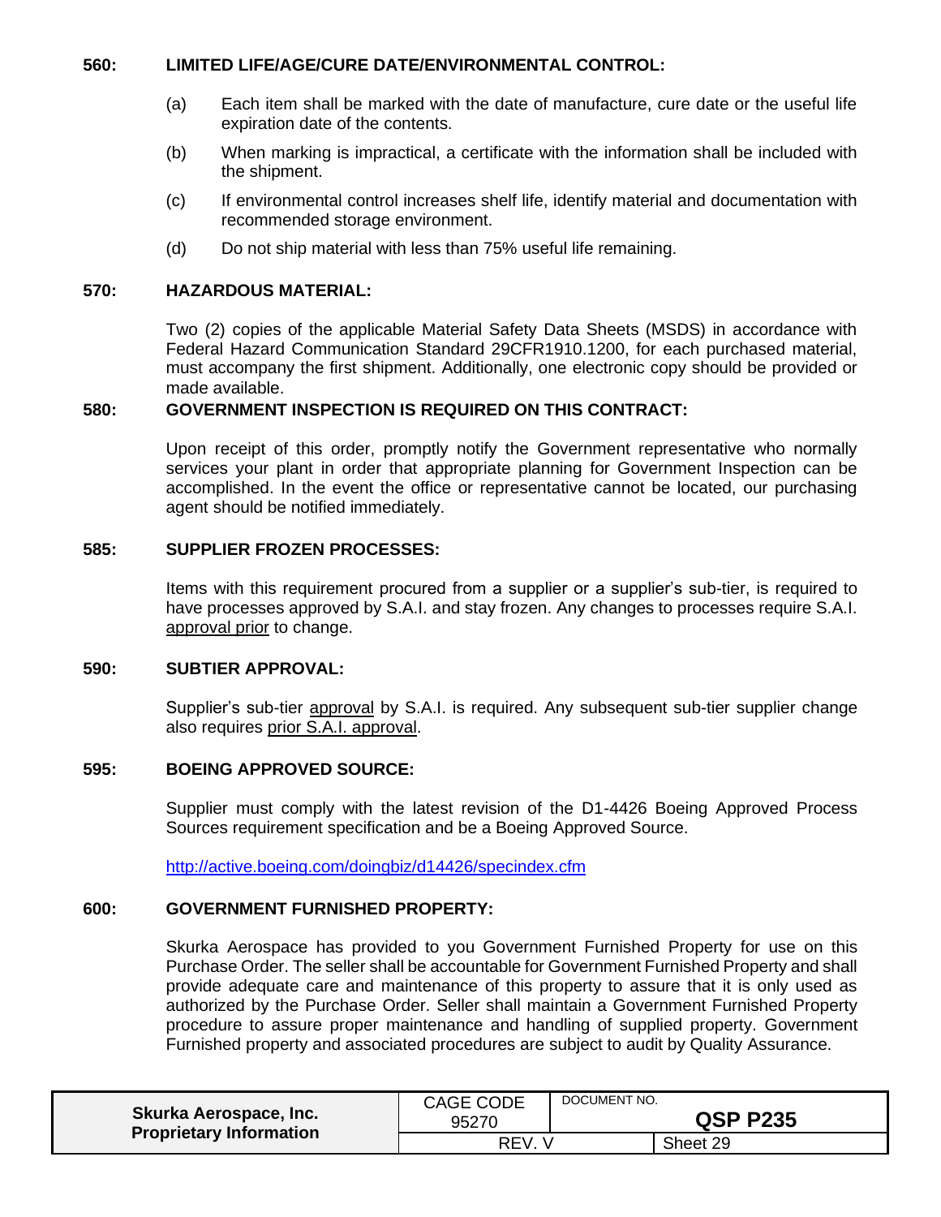**560: LIMITED LIFE/AGE/CURE DATE/ENVIRONMENTAL CONTROL:**

(a) Each item shall be marked with the date of manufacture, cure date or the useful life expiration date of the contents.

(b) When marking is impractical, a certificate with the information shall be included with the shipment.

(c) If environmental control increases shelf life, identify material and documentation with recommended storage environment.

(d) Do not ship material with less than 75% useful life remaining.

**570: HAZARDOUS MATERIAL:**

Two (2) copies of the applicable Material Safety Data Sheets (MSDS) in accordance with Federal Hazard Communication Standard 29CFR1910.1200, for each purchased material, must accompany the first shipment. Additionally, one electronic copy should be provided or made available.

**580: GOVERNMENT INSPECTION IS REQUIRED ON THIS CONTRACT:**

Upon receipt of this order, promptly notify the Government representative who normally services your plant in order that appropriate planning for Government Inspection can be accomplished. In the event the office or representative cannot be located, our purchasing agent should be notified immediately.

**585: SUPPLIER FROZEN PROCESSES:**

Items with this requirement procured from a supplier or a supplier's sub-tier, is required to have processes approved by S.A.I. and stay frozen. Any changes to processes require S.A.I. approval prior to change.

**590: SUBTIER APPROVAL:**

Supplier's sub-tier approval by S.A.I. is required. Any subsequent sub-tier supplier change also requires prior S.A.I. approval.

**595: BOEING APPROVED SOURCE:**

Supplier must comply with the latest revision of the D1-4426 Boeing Approved Process Sources requirement specification and be a Boeing Approved Source.

http://active.boeing.com/doingbiz/d14426/specindex.cfm

**600: GOVERNMENT FURNISHED PROPERTY:**

Skurka Aerospace has provided to you Government Furnished Property for use on this Purchase Order. The seller shall be accountable for Government Furnished Property and shall provide adequate care and maintenance of this property to assure that it is only used as authorized by the Purchase Order. Seller shall maintain a Government Furnished Property procedure to assure proper maintenance and handling of supplied property. Government Furnished property and associated procedures are subject to audit by Quality Assurance.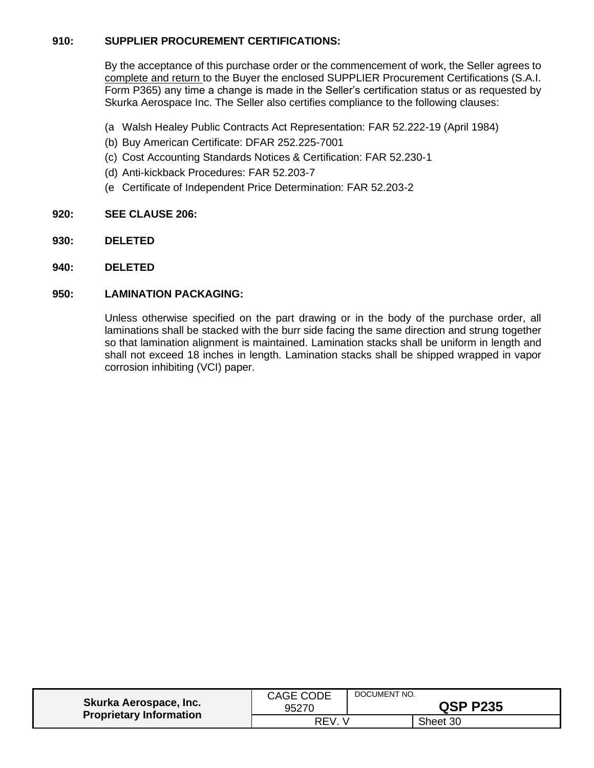**910: SUPPLIER PROCUREMENT CERTIFICATIONS:**

By the acceptance of this purchase order or the commencement of work, the Seller agrees to complete and return to the Buyer the enclosed SUPPLIER Procurement Certifications (S.A.I. Form P365) any time a change is made in the Seller's certification status or as requested by Skurka Aerospace Inc. The Seller also certifies compliance to the following clauses:

(a Walsh Healey Public Contracts Act Representation: FAR 52.222-19 (April 1984)

(b) Buy American Certificate: DFAR 252.225-7001

(c) Cost Accounting Standards Notices & Certification: FAR 52.230-1

(d) Anti-kickback Procedures: FAR 52.203-7

(e Certificate of Independent Price Determination: FAR 52.203-2

**920: SEE CLAUSE 206:**

**930: DELETED**

**940: DELETED**

**950: LAMINATION PACKAGING:**

Unless otherwise specified on the part drawing or in the body of the purchase order, all laminations shall be stacked with the burr side facing the same direction and strung together so that lamination alignment is maintained. Lamination stacks shall be uniform in length and shall not exceed 18 inches in length. Lamination stacks shall be shipped wrapped in vapor corrosion inhibiting (VCI) paper.